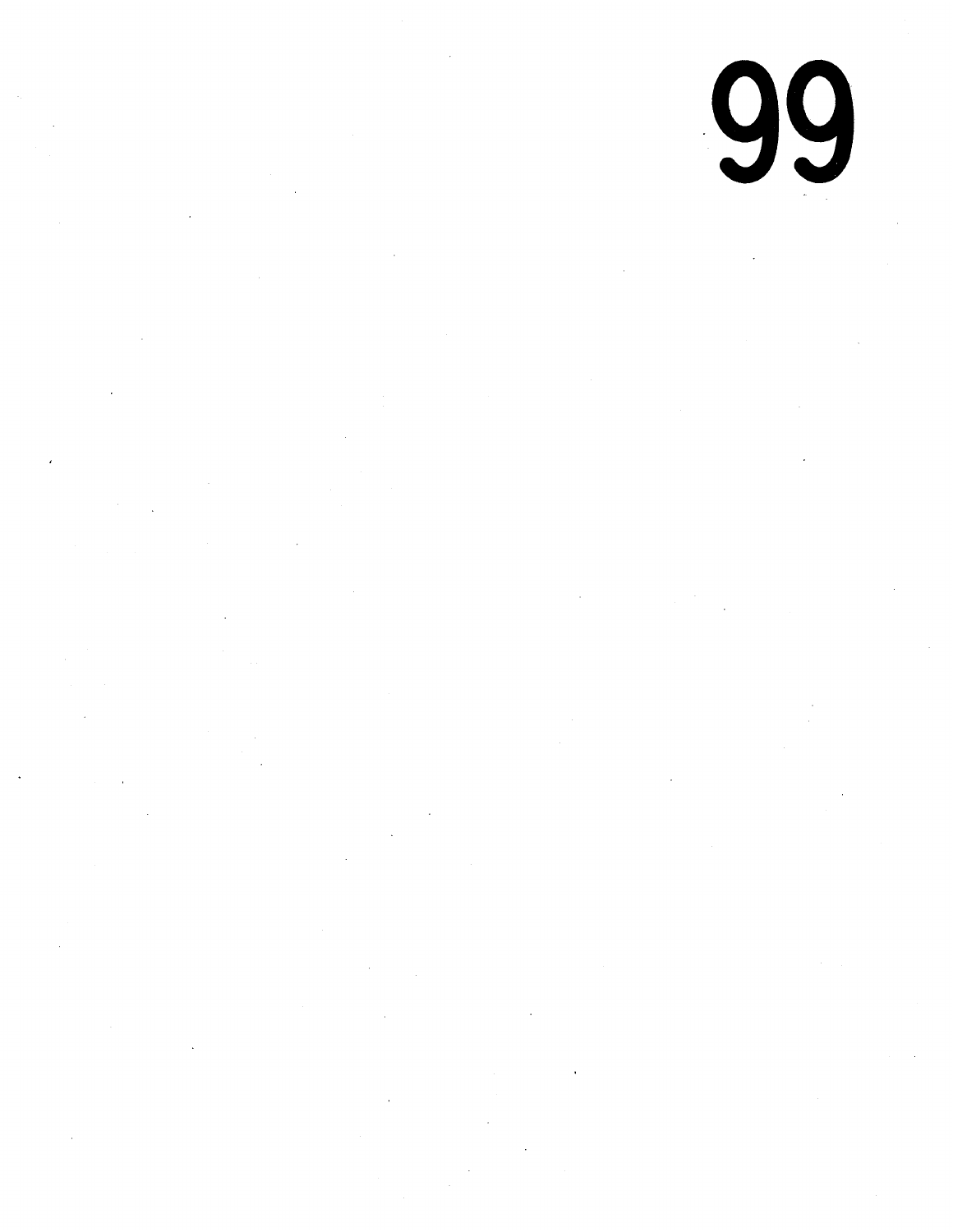# 99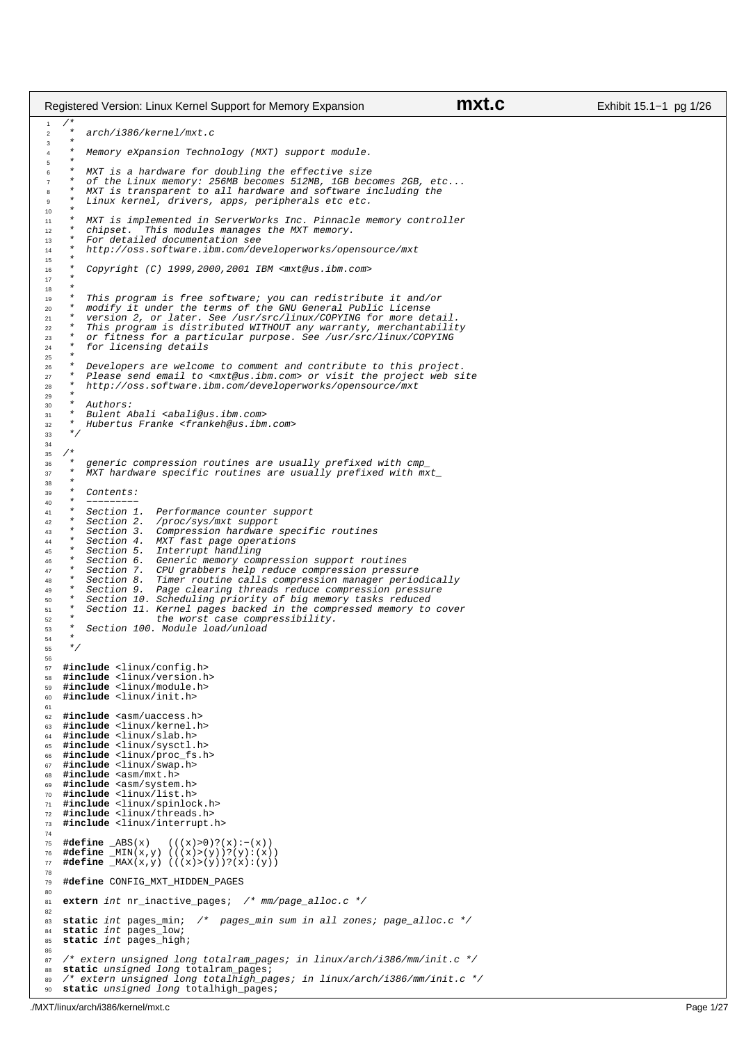```c
/*
 *  arch/i386/kernel/mxt.c
 *
 *  Memory eXpansion Technology (MXT) support module.
 *
 *  MXT is a hardware for doubling the effective size
 *  of the Linux memory: 256MB becomes 512MB, 1GB becomes 2GB, etc...
 *  MXT is transparent to all hardware and software including the
 *  Linux kernel, drivers, apps, peripherals etc etc.
 *
 *  MXT is implemented in ServerWorks Inc. Pinnacle memory controller
 *  chipset.  This modules manages the MXT memory.
 *  For detailed documentation see
 *  http://oss.software.ibm.com/developerworks/opensource/mxt
 *
 *  Copyright (C) 1999,2000,2001 IBM <mxt@us.ibm.com>
 *
 *
 *  This program is free software; you can redistribute it and/or
 *  modify it under the terms of the GNU General Public License
 *  version 2, or later. See /usr/src/linux/COPYING for more detail.
 *  This program is distributed WITHOUT any warranty, merchantability
 *  or fitness for a particular purpose. See /usr/src/linux/COPYING
 *  for licensing details
 *
 *  Developers are welcome to comment and contribute to this project.
 *  Please send email to <mxt@us.ibm.com> or visit the project web site
 *  http://oss.software.ibm.com/developerworks/opensource/mxt
 *
 *  Authors:
 *  Bulent Abali <abali@us.ibm.com>
 *  Hubertus Franke <frankeh@us.ibm.com>
 */

/*
 *  generic compression routines are usually prefixed with cmp_
 *  MXT hardware specific routines are usually prefixed with mxt_
 *
 *  Contents:
 *  ---------
 *  Section 1.  Performance counter support
 *  Section 2.  /proc/sys/mxt support
 *  Section 3.  Compression hardware specific routines
 *  Section 4.  MXT fast page operations
 *  Section 5.  Interrupt handling
 *  Section 6.  Generic memory compression support routines
 *  Section 7.  CPU grabbers help reduce compression pressure
 *  Section 8.  Timer routine calls compression manager periodically
 *  Section 9.  Page clearing threads reduce compression pressure
 *  Section 10. Scheduling priority of big memory tasks reduced
 *  Section 11. Kernel pages backed in the compressed memory to cover
 *              the worst case compressibility.
 *  Section 100. Module load/unload
 *
 */

#include <linux/config.h>
#include <linux/version.h>
#include <linux/module.h>
#include <linux/init.h>

#include <asm/uaccess.h>
#include <linux/kernel.h>
#include <linux/slab.h>
#include <linux/sysctl.h>
#include <linux/proc_fs.h>
#include <linux/swap.h>
#include <asm/mxt.h>
#include <asm/system.h>
#include <linux/list.h>
#include <linux/spinlock.h>
#include <linux/threads.h>
#include <linux/interrupt.h>

#define _ABS(x)   (((x)>0)?(x):-(x))
#define _MIN(x,y) (((x)>(y))?(y):(x))
#define _MAX(x,y) (((x)>(y))?(x):(y))

#define CONFIG_MXT_HIDDEN_PAGES

extern int nr_inactive_pages;  /* mm/page_alloc.c */

static int pages_min;  /*  pages_min sum in all zones; page_alloc.c */
static int pages_low;
static int pages_high;

/* extern unsigned long totalram_pages; in linux/arch/i386/mm/init.c */
static unsigned long totalram_pages;
/* extern unsigned long totalhigh_pages; in linux/arch/i386/mm/init.c */
static unsigned long totalhigh_pages;
```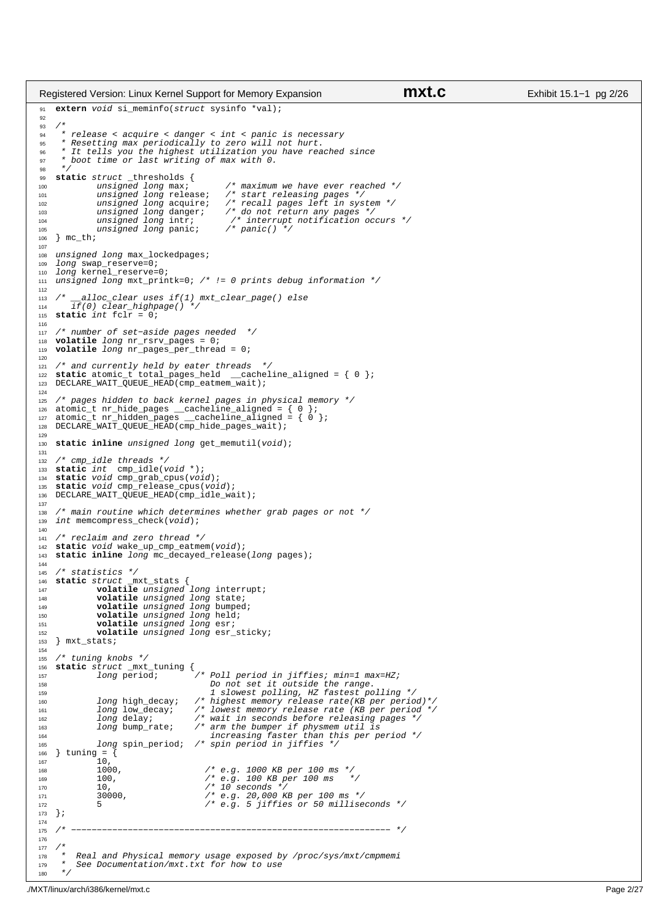```c
extern void si_meminfo(struct sysinfo *val);

/*
 * release < acquire < danger < int < panic is necessary
 * Resetting max periodically to zero will not hurt.
 * It tells you the highest utilization you have reached since
 * boot time or last writing of max with 0.
 */
static struct _thresholds {
        unsigned long max;       /* maximum we have ever reached */
        unsigned long release;   /* start releasing pages */
        unsigned long acquire;   /* recall pages left in system */
        unsigned long danger;    /* do not return any pages */
        unsigned long intr;       /* interrupt notification occurs */
        unsigned long panic;     /* panic() */
} mc_th;

unsigned long max_lockedpages;
long swap_reserve=0;
long kernel_reserve=0;
unsigned long mxt_printk=0; /* != 0 prints debug information */

/* __alloc_clear uses if(1) mxt_clear_page() else
   if(0) clear_highpage() */
static int fclr = 0;

/* number of set-aside pages needed  */
volatile long nr_rsrv_pages = 0;
volatile long nr_pages_per_thread = 0;

/* and currently held by eater threads  */
static atomic_t total_pages_held  __cacheline_aligned = { 0 };
DECLARE_WAIT_QUEUE_HEAD(cmp_eatmem_wait);

/* pages hidden to back kernel pages in physical memory */
atomic_t nr_hide_pages __cacheline_aligned = { 0 };
atomic_t nr_hidden_pages __cacheline_aligned = { 0 };
DECLARE_WAIT_QUEUE_HEAD(cmp_hide_pages_wait);

static inline unsigned long get_memutil(void);

/* cmp_idle threads */
static int  cmp_idle(void *);
static void cmp_grab_cpus(void);
static void cmp_release_cpus(void);
DECLARE_WAIT_QUEUE_HEAD(cmp_idle_wait);

/* main routine which determines whether grab pages or not */
int memcompress_check(void);

/* reclaim and zero thread */
static void wake_up_cmp_eatmem(void);
static inline long mc_decayed_release(long pages);

/* statistics */
static struct _mxt_stats {
        volatile unsigned long interrupt;
        volatile unsigned long state;
        volatile unsigned long bumped;
        volatile unsigned long held;
        volatile unsigned long esr;
        volatile unsigned long esr_sticky;
} mxt_stats;

/* tuning knobs */
static struct _mxt_tuning {
        long period;       /* Poll period in jiffies; min=1 max=HZ;
                              Do not set it outside the range.
                              1 slowest polling, HZ fastest polling */
        long high_decay;   /* highest memory release rate(KB per period)*/
        long low_decay;    /* lowest memory release rate (KB per period */
        long delay;        /* wait in seconds before releasing pages */
        long bump_rate;    /* arm the bumper if physmem util is
                              increasing faster than this per period */
        long spin_period;  /* spin period in jiffies */
} tuning = {
        10,
        1000,               /* e.g. 1000 KB per 100 ms */
        100,                /* e.g. 100 KB per 100 ms   */
        10,                 /* 10 seconds */
        30000,              /* e.g. 20,000 KB per 100 ms */
        5                   /* e.g. 5 jiffies or 50 milliseconds */
};

/* ------------------------------------------------------------ */

/*
 *  Real and Physical memory usage exposed by /proc/sys/mxt/cmpmemi
 *  See Documentation/mxt.txt for how to use
 */
```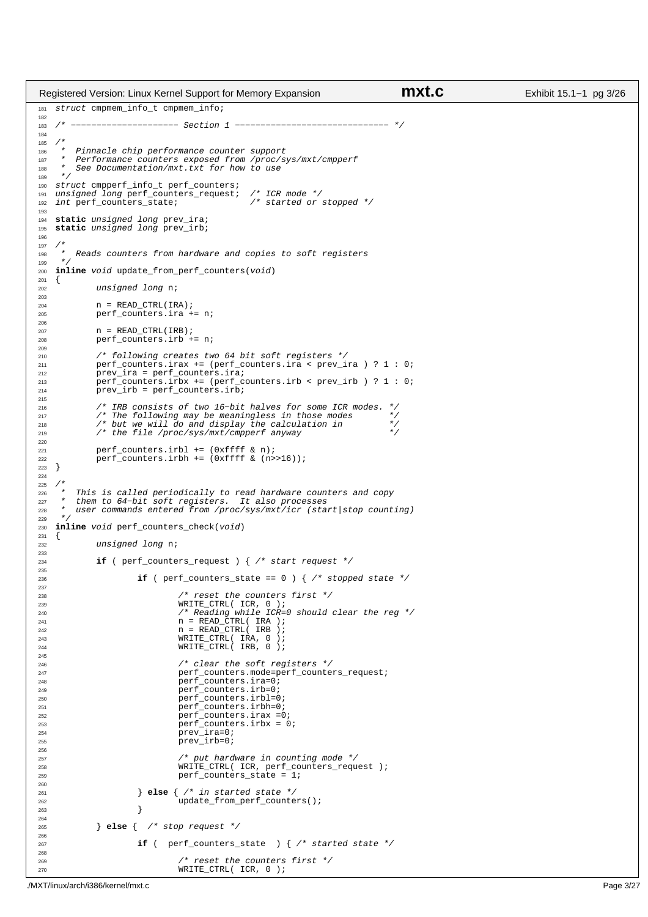```c
struct cmpmem_info_t cmpmem_info;

/* --------------------- Section 1 ------------------------------ */

/*
 *  Pinnacle chip performance counter support
 *  Performance counters exposed from /proc/sys/mxt/cmpperf
 *  See Documentation/mxt.txt for how to use
 */
struct cmpperf_info_t perf_counters;
unsigned long perf_counters_request;  /* ICR mode */
int perf_counters_state;              /* started or stopped */

static unsigned long prev_ira;
static unsigned long prev_irb;

/*
 *  Reads counters from hardware and copies to soft registers
 */
inline void update_from_perf_counters(void)
{
        unsigned long n;

        n = READ_CTRL(IRA);
        perf_counters.ira += n;

        n = READ_CTRL(IRB);
        perf_counters.irb += n;

        /* following creates two 64 bit soft registers */
        perf_counters.irax += (perf_counters.ira < prev_ira ) ? 1 : 0;
        prev_ira = perf_counters.ira;
        perf_counters.irbx += (perf_counters.irb < prev_irb ) ? 1 : 0;
        prev_irb = perf_counters.irb;

        /* IRB consists of two 16-bit halves for some ICR modes. */
        /* The following may be meaningless in those modes       */
        /* but we will do and display the calculation in         */
        /* the file /proc/sys/mxt/cmpperf anyway                 */

        perf_counters.irbl += (0xffff & n);
        perf_counters.irbh += (0xffff & (n>>16));
}

/*
 *  This is called periodically to read hardware counters and copy
 *  them to 64-bit soft registers.  It also processes
 *  user commands entered from /proc/sys/mxt/icr (start|stop counting)
 */
inline void perf_counters_check(void)
{
        unsigned long n;

        if ( perf_counters_request ) { /* start request */

                if ( perf_counters_state == 0 ) { /* stopped state */

                        /* reset the counters first */
                        WRITE_CTRL( ICR, 0 );
                        /* Reading while ICR=0 should clear the reg */
                        n = READ_CTRL( IRA );
                        n = READ_CTRL( IRB );
                        WRITE_CTRL( IRA, 0 );
                        WRITE_CTRL( IRB, 0 );

                        /* clear the soft registers */
                        perf_counters.mode=perf_counters_request;
                        perf_counters.ira=0;
                        perf_counters.irb=0;
                        perf_counters.irbl=0;
                        perf_counters.irbh=0;
                        perf_counters.irax =0;
                        perf_counters.irbx = 0;
                        prev_ira=0;
                        prev_irb=0;

                        /* put hardware in counting mode */
                        WRITE_CTRL( ICR, perf_counters_request );
                        perf_counters_state = 1;

                } else { /* in started state */
                        update_from_perf_counters();
                }

        } else {  /* stop request */

                if (  perf_counters_state  ) { /* started state */

                        /* reset the counters first */
                        WRITE_CTRL( ICR, 0 );
```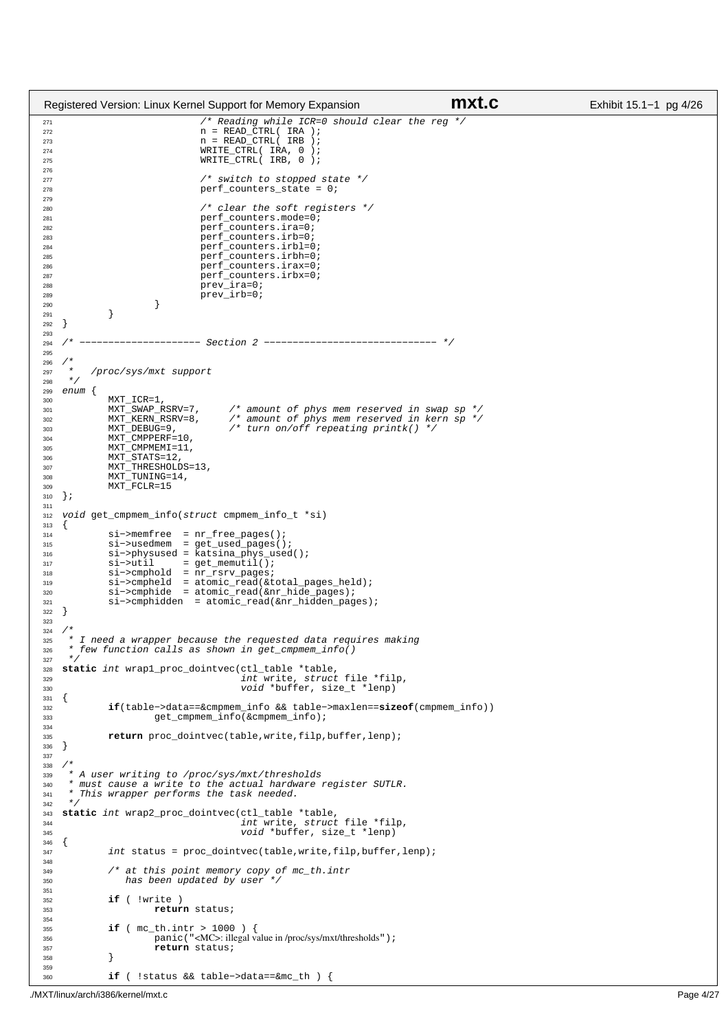```c
                        /* Reading while ICR=0 should clear the reg */
                        n = READ_CTRL( IRA );
                        n = READ_CTRL( IRB );
                        WRITE_CTRL( IRA, 0 );
                        WRITE_CTRL( IRB, 0 );

                        /* switch to stopped state */
                        perf_counters_state = 0;

                        /* clear the soft registers */
                        perf_counters.mode=0;
                        perf_counters.ira=0;
                        perf_counters.irb=0;
                        perf_counters.irbl=0;
                        perf_counters.irbh=0;
                        perf_counters.irax=0;
                        perf_counters.irbx=0;
                        prev_ira=0;
                        prev_irb=0;
                }
        }
}

/* --------------------- Section 2 ------------------------------ */

/*
 *   /proc/sys/mxt support
 */
enum {
        MXT_ICR=1,
        MXT_SWAP_RSRV=7,     /* amount of phys mem reserved in swap sp */
        MXT_KERN_RSRV=8,     /* amount of phys mem reserved in kern sp */
        MXT_DEBUG=9,         /* turn on/off repeating printk() */
        MXT_CMPPERF=10,
        MXT_CMPMEMI=11,
        MXT_STATS=12,
        MXT_THRESHOLDS=13,
        MXT_TUNING=14,
        MXT_FCLR=15
};

void get_cmpmem_info(struct cmpmem_info_t *si)
{
        si->memfree  = nr_free_pages();
        si->usedmem  = get_used_pages();
        si->physused = katsina_phys_used();
        si->util     = get_memutil();
        si->cmphold  = nr_rsrv_pages;
        si->cmpheld  = atomic_read(&total_pages_held);
        si->cmphide  = atomic_read(&nr_hide_pages);
        si->cmphidden  = atomic_read(&nr_hidden_pages);
}

/*
 * I need a wrapper because the requested data requires making
 * few function calls as shown in get_cmpmem_info()
 */
static int wrap1_proc_dointvec(ctl_table *table,
                               int write, struct file *filp,
                               void *buffer, size_t *lenp)
{
        if(table->data==&cmpmem_info && table->maxlen==sizeof(cmpmem_info))
                get_cmpmem_info(&cmpmem_info);

        return proc_dointvec(table,write,filp,buffer,lenp);
}

/*
 * A user writing to /proc/sys/mxt/thresholds
 * must cause a write to the actual hardware register SUTLR.
 * This wrapper performs the task needed.
 */
static int wrap2_proc_dointvec(ctl_table *table,
                               int write, struct file *filp,
                               void *buffer, size_t *lenp)
{
        int status = proc_dointvec(table,write,filp,buffer,lenp);

        /* at this point memory copy of mc_th.intr
           has been updated by user */

        if ( !write )
                return status;

        if ( mc_th.intr > 1000 ) {
                panic("<MC>: illegal value in /proc/sys/mxt/thresholds");
                return status;
        }

        if ( !status && table->data==&mc_th ) {
```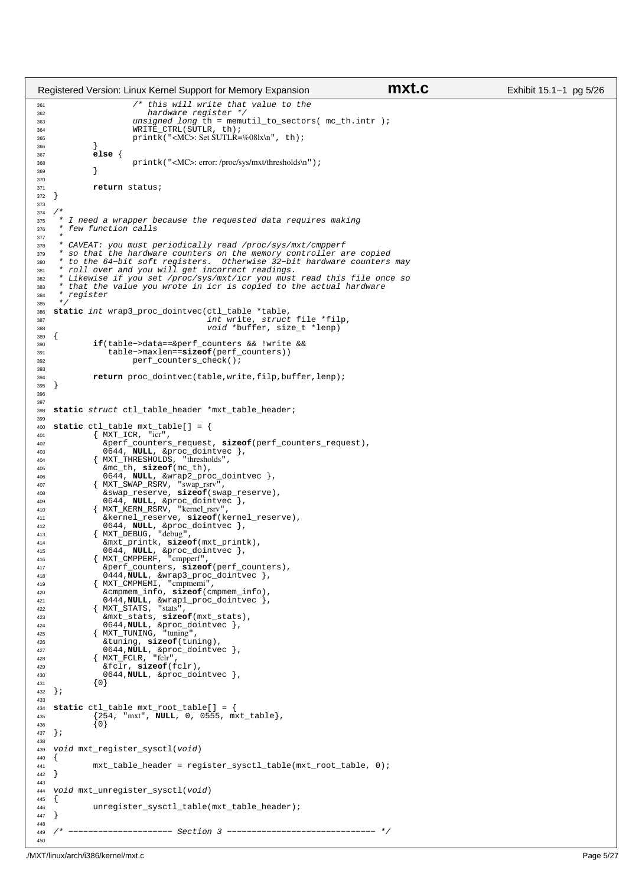```c
                /* this will write that value to the
                   hardware register */
                unsigned long th = memutil_to_sectors( mc_th.intr );
                WRITE_CTRL(SUTLR, th);
                printk("<MC>: Set SUTLR=%08lx\n", th);
        }
        else {
                printk("<MC>: error: /proc/sys/mxt/thresholds\n");
        }

        return status;
}

/*
 * I need a wrapper because the requested data requires making
 * few function calls
 *
 * CAVEAT: you must periodically read /proc/sys/mxt/cmpperf
 * so that the hardware counters on the memory controller are copied
 * to the 64-bit soft registers.  Otherwise 32-bit hardware counters may
 * roll over and you will get incorrect readings.
 * Likewise if you set /proc/sys/mxt/icr you must read this file once so
 * that the value you wrote in icr is copied to the actual hardware
 * register
 */
static int wrap3_proc_dointvec(ctl_table *table,
                                int write, struct file *filp,
                                void *buffer, size_t *lenp)
{
        if(table->data==&perf_counters && !write &&
           table->maxlen==sizeof(perf_counters))
                perf_counters_check();

        return proc_dointvec(table,write,filp,buffer,lenp);
}


static struct ctl_table_header *mxt_table_header;

static ctl_table mxt_table[] = {
        { MXT_ICR, "icr",
          &perf_counters_request, sizeof(perf_counters_request),
          0644, NULL, &proc_dointvec },
        { MXT_THRESHOLDS, "thresholds",
          &mc_th, sizeof(mc_th),
          0644, NULL, &wrap2_proc_dointvec },
        { MXT_SWAP_RSRV, "swap_rsrv",
          &swap_reserve, sizeof(swap_reserve),
          0644, NULL, &proc_dointvec },
        { MXT_KERN_RSRV, "kernel_rsrv",
          &kernel_reserve, sizeof(kernel_reserve),
          0644, NULL, &proc_dointvec },
        { MXT_DEBUG, "debug",
          &mxt_printk, sizeof(mxt_printk),
          0644, NULL, &proc_dointvec },
        { MXT_CMPPERF, "cmpperf",
          &perf_counters, sizeof(perf_counters),
          0444,NULL, &wrap3_proc_dointvec },
        { MXT_CMPMEMI, "cmpmemi",
          &cmpmem_info, sizeof(cmpmem_info),
          0444,NULL, &wrap1_proc_dointvec },
        { MXT_STATS, "stats",
          &mxt_stats, sizeof(mxt_stats),
          0644,NULL, &proc_dointvec },
        { MXT_TUNING, "tuning",
          &tuning, sizeof(tuning),
          0644,NULL, &proc_dointvec },
        { MXT_FCLR, "fclr",
          &fclr, sizeof(fclr),
          0644,NULL, &proc_dointvec },
        {0}
};

static ctl_table mxt_root_table[] = {
        {254, "mxt", NULL, 0, 0555, mxt_table},
        {0}
};

void mxt_register_sysctl(void)
{
        mxt_table_header = register_sysctl_table(mxt_root_table, 0);
}

void mxt_unregister_sysctl(void)
{
        unregister_sysctl_table(mxt_table_header);
}

/* --------------------- Section 3 ------------------------------ */

```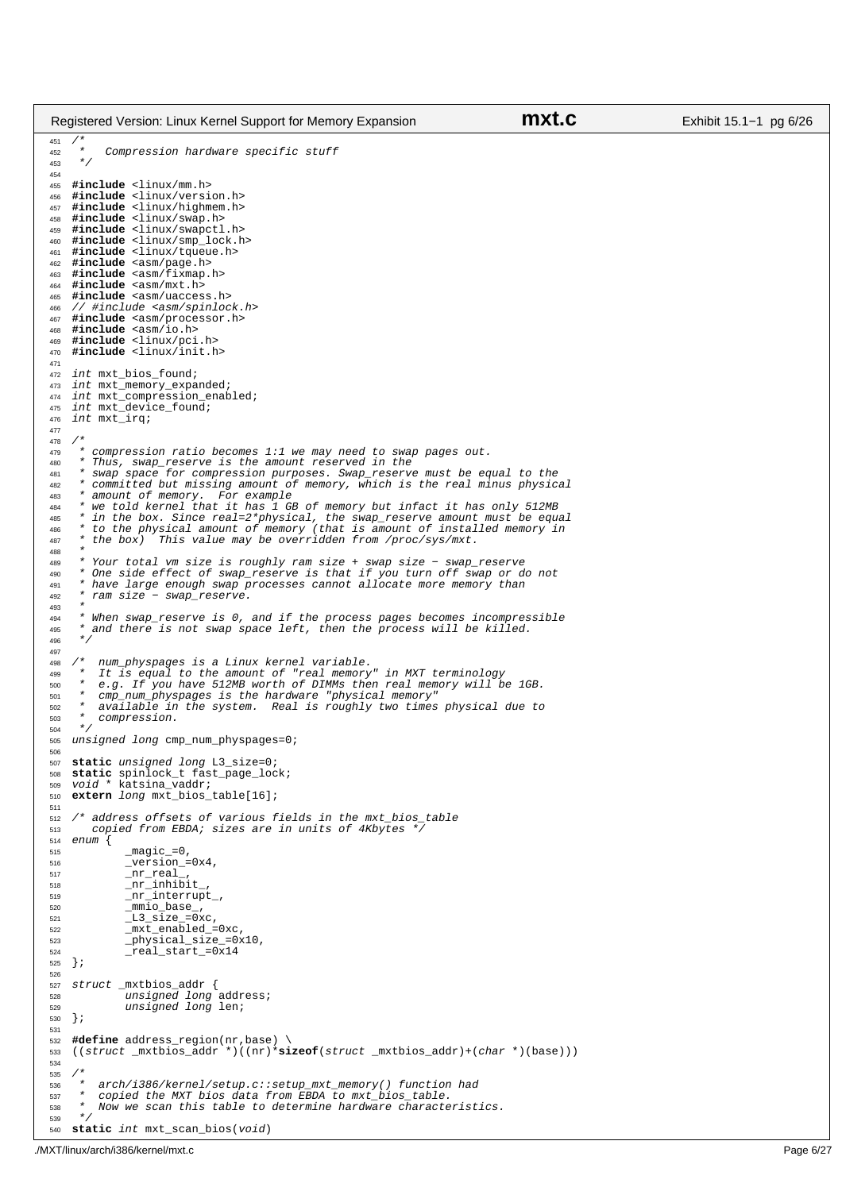```c
/*
 *   Compression hardware specific stuff
 */

#include <linux/mm.h>
#include <linux/version.h>
#include <linux/highmem.h>
#include <linux/swap.h>
#include <linux/swapctl.h>
#include <linux/smp_lock.h>
#include <linux/tqueue.h>
#include <asm/page.h>
#include <asm/fixmap.h>
#include <asm/mxt.h>
#include <asm/uaccess.h>
// #include <asm/spinlock.h>
#include <asm/processor.h>
#include <asm/io.h>
#include <linux/pci.h>
#include <linux/init.h>

int mxt_bios_found;
int mxt_memory_expanded;
int mxt_compression_enabled;
int mxt_device_found;
int mxt_irq;

/*
 * compression ratio becomes 1:1 we may need to swap pages out.
 * Thus, swap_reserve is the amount reserved in the
 * swap space for compression purposes. Swap_reserve must be equal to the
 * committed but missing amount of memory, which is the real minus physical
 * amount of memory.  For example
 * we told kernel that it has 1 GB of memory but infact it has only 512MB
 * in the box. Since real=2*physical, the swap_reserve amount must be equal
 * to the physical amount of memory (that is amount of installed memory in
 * the box)  This value may be overridden from /proc/sys/mxt.
 *
 * Your total vm size is roughly ram size + swap size - swap_reserve
 * One side effect of swap_reserve is that if you turn off swap or do not
 * have large enough swap processes cannot allocate more memory than
 * ram size - swap_reserve.
 *
 * When swap_reserve is 0, and if the process pages becomes incompressible
 * and there is not swap space left, then the process will be killed.
 */

/*  num_physpages is a Linux kernel variable.
 *  It is equal to the amount of "real memory" in MXT terminology
 *  e.g. If you have 512MB worth of DIMMs then real memory will be 1GB.
 *  cmp_num_physpages is the hardware "physical memory"
 *  available in the system.  Real is roughly two times physical due to
 *  compression.
 */
unsigned long cmp_num_physpages=0;

static unsigned long L3_size=0;
static spinlock_t fast_page_lock;
void * katsina_vaddr;
extern long mxt_bios_table[16];

/* address offsets of various fields in the mxt_bios_table
   copied from EBDA; sizes are in units of 4Kbytes */
enum {
        _magic_=0,
        _version_=0x4,
        _nr_real_,
        _nr_inhibit_,
        _nr_interrupt_,
        _mmio_base_,
        _L3_size_=0xc,
        _mxt_enabled_=0xc,
        _physical_size_=0x10,
        _real_start_=0x14
};

struct _mxtbios_addr {
        unsigned long address;
        unsigned long len;
};

#define address_region(nr,base) \
((struct _mxtbios_addr *)((nr)*sizeof(struct _mxtbios_addr)+(char *)(base)))

/*
 *  arch/i386/kernel/setup.c::setup_mxt_memory() function had
 *  copied the MXT bios data from EBDA to mxt_bios_table.
 *  Now we scan this table to determine hardware characteristics.
 */
static int mxt_scan_bios(void)
```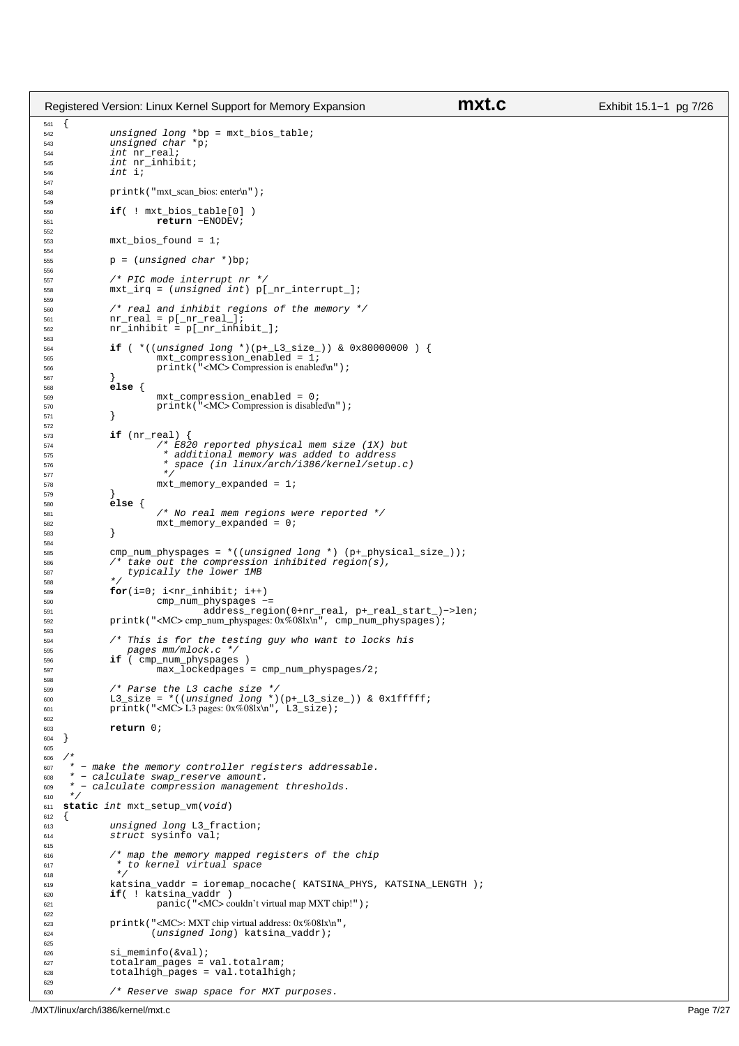```c
{
        unsigned long *bp = mxt_bios_table;
        unsigned char *p;
        int nr_real;
        int nr_inhibit;
        int i;

        printk("mxt_scan_bios: enter\n");

        if( ! mxt_bios_table[0] )
                return -ENODEV;

        mxt_bios_found = 1;

        p = (unsigned char *)bp;

        /* PIC mode interrupt nr */
        mxt_irq = (unsigned int) p[_nr_interrupt_];

        /* real and inhibit regions of the memory */
        nr_real = p[_nr_real_];
        nr_inhibit = p[_nr_inhibit_];

        if ( *((unsigned long *)(p+_L3_size_)) & 0x80000000 ) {
                mxt_compression_enabled = 1;
                printk("<MC> Compression is enabled\n");
        }
        else {
                mxt_compression_enabled = 0;
                printk("<MC> Compression is disabled\n");
        }

        if (nr_real) {
                /* E820 reported physical mem size (1X) but
                 * additional memory was added to address
                 * space (in linux/arch/i386/kernel/setup.c)
                 */
                mxt_memory_expanded = 1;
        }
        else {
                /* No real mem regions were reported */
                mxt_memory_expanded = 0;
        }

        cmp_num_physpages = *((unsigned long *) (p+_physical_size_));
        /* take out the compression inhibited region(s),
           typically the lower 1MB
        */
        for(i=0; i<nr_inhibit; i++)
                cmp_num_physpages -=
                        address_region(0+nr_real, p+_real_start_)->len;
        printk("<MC> cmp_num_physpages: 0x%08lx\n", cmp_num_physpages);

        /* This is for the testing guy who want to locks his
           pages mm/mlock.c */
        if ( cmp_num_physpages )
                max_lockedpages = cmp_num_physpages/2;

        /* Parse the L3 cache size */
        L3_size = *((unsigned long *)(p+_L3_size_)) & 0x1fffff;
        printk("<MC> L3 pages: 0x%08lx\n", L3_size);

        return 0;
}

/*
 * - make the memory controller registers addressable.
 * - calculate swap_reserve amount.
 * - calculate compression management thresholds.
 */
static int mxt_setup_vm(void)
{
        unsigned long L3_fraction;
        struct sysinfo val;

        /* map the memory mapped registers of the chip
         * to kernel virtual space
         */
        katsina_vaddr = ioremap_nocache( KATSINA_PHYS, KATSINA_LENGTH );
        if( ! katsina_vaddr )
                panic("<MC> couldn't virtual map MXT chip!");

        printk("<MC>: MXT chip virtual address: 0x%08lx\n",
               (unsigned long) katsina_vaddr);

        si_meminfo(&val);
        totalram_pages = val.totalram;
        totalhigh_pages = val.totalhigh;

        /* Reserve swap space for MXT purposes.
```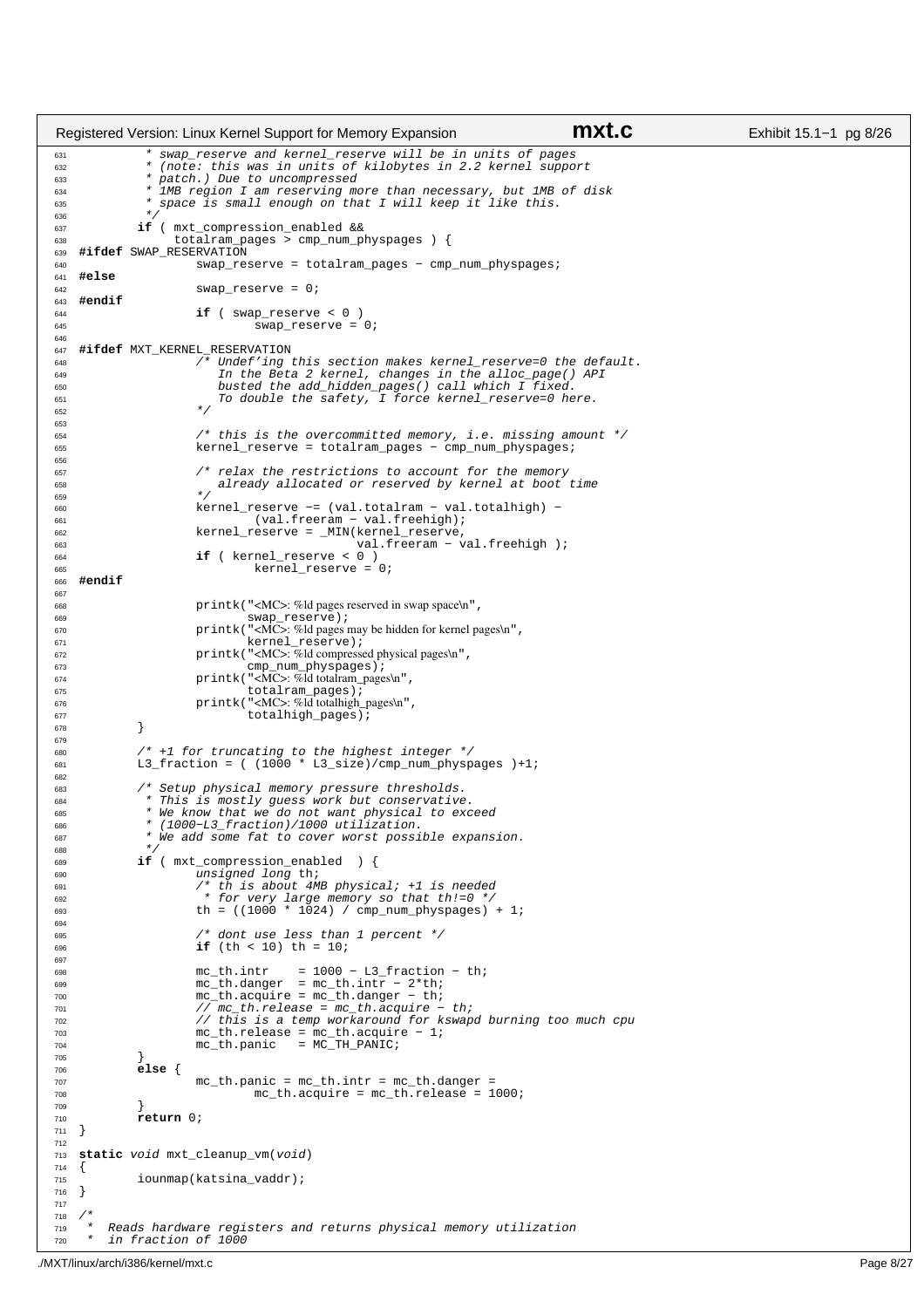```c
	 * swap_reserve and kernel_reserve will be in units of pages
	 * (note: this was in units of kilobytes in 2.2 kernel support
	 * patch.) Due to uncompressed
	 * 1MB region I am reserving more than necessary, but 1MB of disk
	 * space is small enough on that I will keep it like this.
	 */
	if ( mxt_compression_enabled &&
	     totalram_pages > cmp_num_physpages ) {
#ifdef SWAP_RESERVATION
		swap_reserve = totalram_pages - cmp_num_physpages;
#else
		swap_reserve = 0;
#endif
		if ( swap_reserve < 0 )
			swap_reserve = 0;

#ifdef MXT_KERNEL_RESERVATION
		/* Undef'ing this section makes kernel_reserve=0 the default.
		   In the Beta 2 kernel, changes in the alloc_page() API
		   busted the add_hidden_pages() call which I fixed.
		   To double the safety, I force kernel_reserve=0 here.
		*/

		/* this is the overcommitted memory, i.e. missing amount */
		kernel_reserve = totalram_pages - cmp_num_physpages;

		/* relax the restrictions to account for the memory
		   already allocated or reserved by kernel at boot time
		*/
		kernel_reserve -= (val.totalram - val.totalhigh) -
			(val.freeram - val.freehigh);
		kernel_reserve = _MIN(kernel_reserve,
				      val.freeram - val.freehigh );
		if ( kernel_reserve < 0 )
			kernel_reserve = 0;
#endif

		printk("<MC>: %ld pages reserved in swap space\n",
		       swap_reserve);
		printk("<MC>: %ld pages may be hidden for kernel pages\n",
		       kernel_reserve);
		printk("<MC>: %ld compressed physical pages\n",
		       cmp_num_physpages);
		printk("<MC>: %ld totalram_pages\n",
		       totalram_pages);
		printk("<MC>: %ld totalhigh_pages\n",
		       totalhigh_pages);
	}

	/* +1 for truncating to the highest integer */
	L3_fraction = ( (1000 * L3_size)/cmp_num_physpages )+1;

	/* Setup physical memory pressure thresholds.
	 * This is mostly guess work but conservative.
	 * We know that we do not want physical to exceed
	 * (1000-L3_fraction)/1000 utilization.
	 * We add some fat to cover worst possible expansion.
	 */
	if ( mxt_compression_enabled  ) {
		unsigned long th;
		/* th is about 4MB physical; +1 is needed
		 * for very large memory so that th!=0 */
		th = ((1000 * 1024) / cmp_num_physpages) + 1;

		/* dont use less than 1 percent */
		if (th < 10) th = 10;

		mc_th.intr    = 1000 - L3_fraction - th;
		mc_th.danger  = mc_th.intr - 2*th;
		mc_th.acquire = mc_th.danger - th;
		// mc_th.release = mc_th.acquire - th;
		// this is a temp workaround for kswapd burning too much cpu
		mc_th.release = mc_th.acquire - 1;
		mc_th.panic   = MC_TH_PANIC;
	}
	else {
		mc_th.panic = mc_th.intr = mc_th.danger =
			mc_th.acquire = mc_th.release = 1000;
	}
	return 0;
}

static void mxt_cleanup_vm(void)
{
	iounmap(katsina_vaddr);
}

/*
 *  Reads hardware registers and returns physical memory utilization
 *  in fraction of 1000
```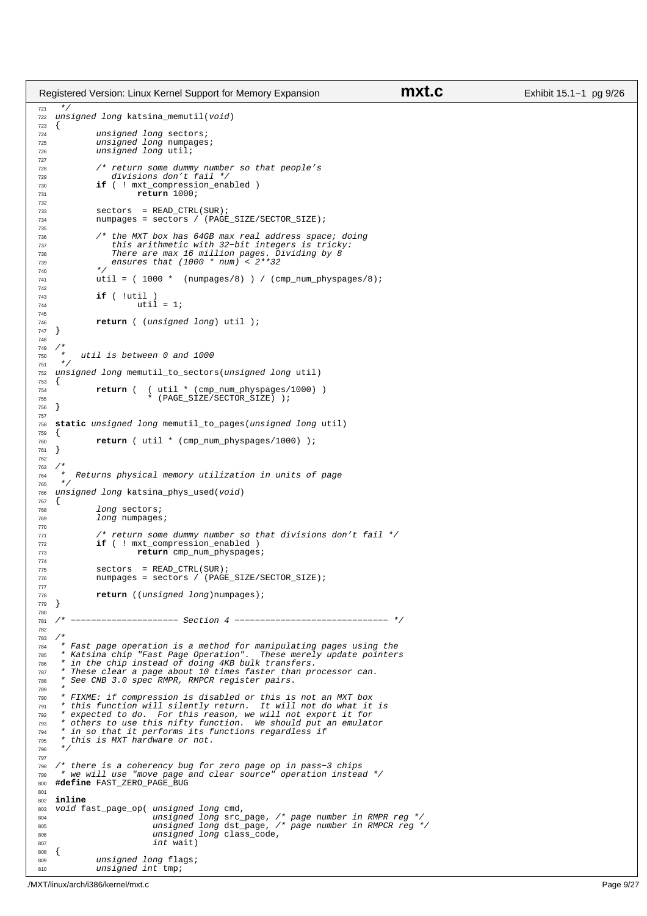```c
 */
unsigned long katsina_memutil(void)
{
        unsigned long sectors;
        unsigned long numpages;
        unsigned long util;

        /* return some dummy number so that people's
           divisions don't fail */
        if ( ! mxt_compression_enabled )
                return 1000;

        sectors  = READ_CTRL(SUR);
        numpages = sectors / (PAGE_SIZE/SECTOR_SIZE);

        /* the MXT box has 64GB max real address space; doing
           this arithmetic with 32-bit integers is tricky:
           There are max 16 million pages. Dividing by 8
           ensures that (1000 * num) < 2**32
        */
        util = ( 1000 *  (numpages/8) ) / (cmp_num_physpages/8);

        if ( !util )
                util = 1;

        return ( (unsigned long) util );
}

/*
 *   util is between 0 and 1000
 */
unsigned long memutil_to_sectors(unsigned long util)
{
        return (  ( util * (cmp_num_physpages/1000) )
                  * (PAGE_SIZE/SECTOR_SIZE) );
}

static unsigned long memutil_to_pages(unsigned long util)
{
        return ( util * (cmp_num_physpages/1000) );
}

/*
 *  Returns physical memory utilization in units of page
 */
unsigned long katsina_phys_used(void)
{
        long sectors;
        long numpages;

        /* return some dummy number so that divisions don't fail */
        if ( ! mxt_compression_enabled )
                return cmp_num_physpages;

        sectors  = READ_CTRL(SUR);
        numpages = sectors / (PAGE_SIZE/SECTOR_SIZE);

        return ((unsigned long)numpages);
}

/* --------------------- Section 4 ------------------------------ */

/*
 * Fast page operation is a method for manipulating pages using the
 * Katsina chip "Fast Page Operation".  These merely update pointers
 * in the chip instead of doing 4KB bulk transfers.
 * These clear a page about 10 times faster than processor can.
 * See CNB 3.0 spec RMPR, RMPCR register pairs.
 *
 * FIXME: if compression is disabled or this is not an MXT box
 * this function will silently return.  It will not do what it is
 * expected to do.  For this reason, we will not export it for
 * others to use this nifty function.  We should put an emulator
 * in so that it performs its functions regardless if
 * this is MXT hardware or not.
 */

/* there is a coherency bug for zero page op in pass-3 chips
 * we will use "move page and clear source" operation instead */
#define FAST_ZERO_PAGE_BUG

inline
void fast_page_op( unsigned long cmd,
                   unsigned long src_page, /* page number in RMPR reg */
                   unsigned long dst_page, /* page number in RMPCR reg */
                   unsigned long class_code,
                   int wait)
{
        unsigned long flags;
        unsigned int tmp;
```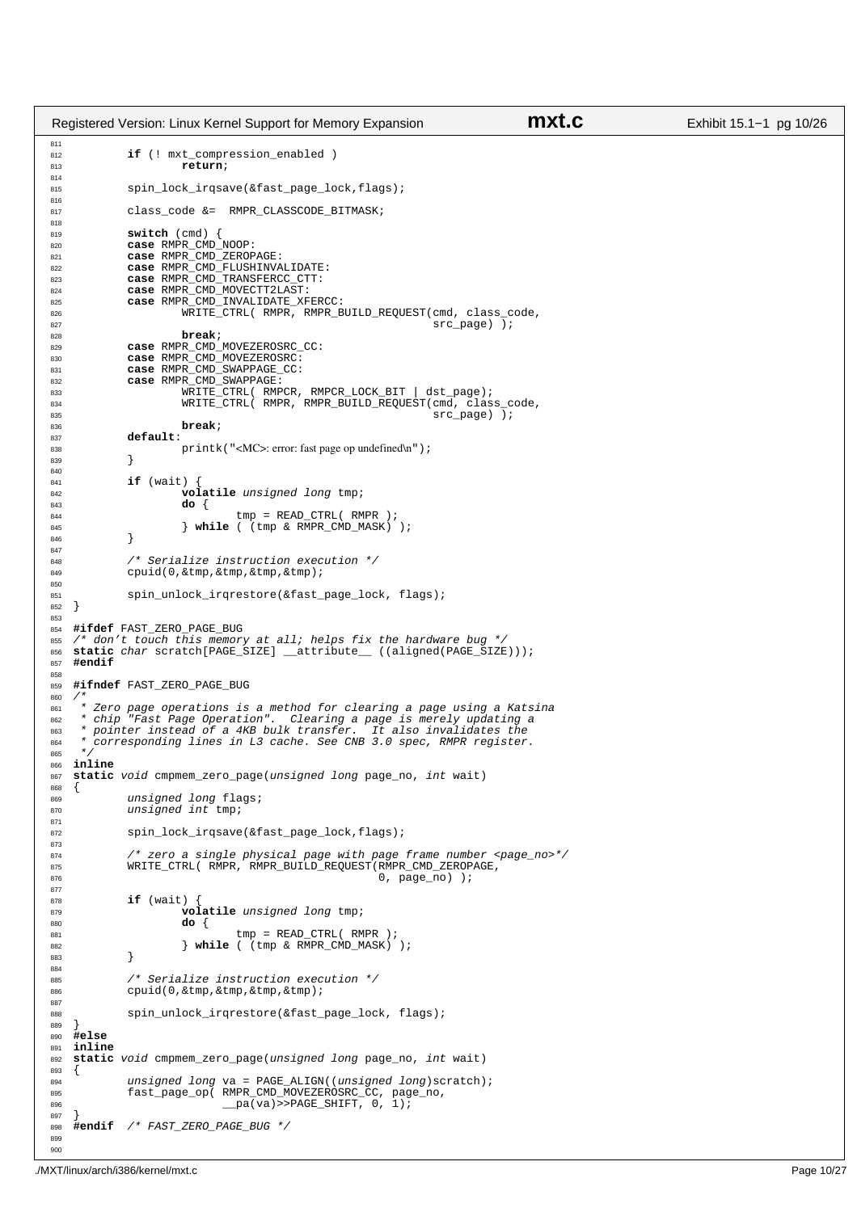```c
	if ( ! mxt_compression_enabled )
		return;

	spin_lock_irqsave(&fast_page_lock,flags);

	class_code &=  RMPR_CLASSCODE_BITMASK;

	switch (cmd) {
	case RMPR_CMD_NOOP:
	case RMPR_CMD_ZEROPAGE:
	case RMPR_CMD_FLUSHINVALIDATE:
	case RMPR_CMD_TRANSFERCC_CTT:
	case RMPR_CMD_MOVECTT2LAST:
	case RMPR_CMD_INVALIDATE_XFERCC:
		WRITE_CTRL( RMPR, RMPR_BUILD_REQUEST(cmd, class_code,
						     src_page) );
		break;
	case RMPR_CMD_MOVEZEROSRC_CC:
	case RMPR_CMD_MOVEZEROSRC:
	case RMPR_CMD_SWAPPAGE_CC:
	case RMPR_CMD_SWAPPAGE:
		WRITE_CTRL( RMPCR, RMPCR_LOCK_BIT | dst_page);
		WRITE_CTRL( RMPR, RMPR_BUILD_REQUEST(cmd, class_code,
						     src_page) );
		break;
	default:
		printk("<MC>: error: fast page op undefined\n");
	}

	if (wait) {
		volatile unsigned long tmp;
		do {
			tmp = READ_CTRL( RMPR );
		} while ( (tmp & RMPR_CMD_MASK) );
	}

	/* Serialize instruction execution */
	cpuid(0,&tmp,&tmp,&tmp,&tmp);

	spin_unlock_irqrestore(&fast_page_lock, flags);
}

#ifdef FAST_ZERO_PAGE_BUG
/* don't touch this memory at all; helps fix the hardware bug */
static char scratch[PAGE_SIZE] __attribute__ ((aligned(PAGE_SIZE)));
#endif

#ifndef FAST_ZERO_PAGE_BUG
/*
 * Zero page operations is a method for clearing a page using a Katsina
 * chip "Fast Page Operation".  Clearing a page is merely updating a
 * pointer instead of a 4KB bulk transfer.  It also invalidates the
 * corresponding lines in L3 cache. See CNB 3.0 spec, RMPR register.
 */
inline
static void cmpmem_zero_page(unsigned long page_no, int wait)
{
	unsigned long flags;
	unsigned int tmp;

	spin_lock_irqsave(&fast_page_lock,flags);

	/* zero a single physical page with page frame number <page_no>*/
	WRITE_CTRL( RMPR, RMPR_BUILD_REQUEST(RMPR_CMD_ZEROPAGE,
					     0, page_no) );

	if (wait) {
		volatile unsigned long tmp;
		do {
			tmp = READ_CTRL( RMPR );
		} while ( (tmp & RMPR_CMD_MASK) );
	}

	/* Serialize instruction execution */
	cpuid(0,&tmp,&tmp,&tmp,&tmp);

	spin_unlock_irqrestore(&fast_page_lock, flags);
}
#else
inline
static void cmpmem_zero_page(unsigned long page_no, int wait)
{
	unsigned long va = PAGE_ALIGN((unsigned long)scratch);
	fast_page_op( RMPR_CMD_MOVEZEROSRC_CC, page_no,
		      __pa(va)>>PAGE_SHIFT, 0, 1);
}
#endif  /* FAST_ZERO_PAGE_BUG */
```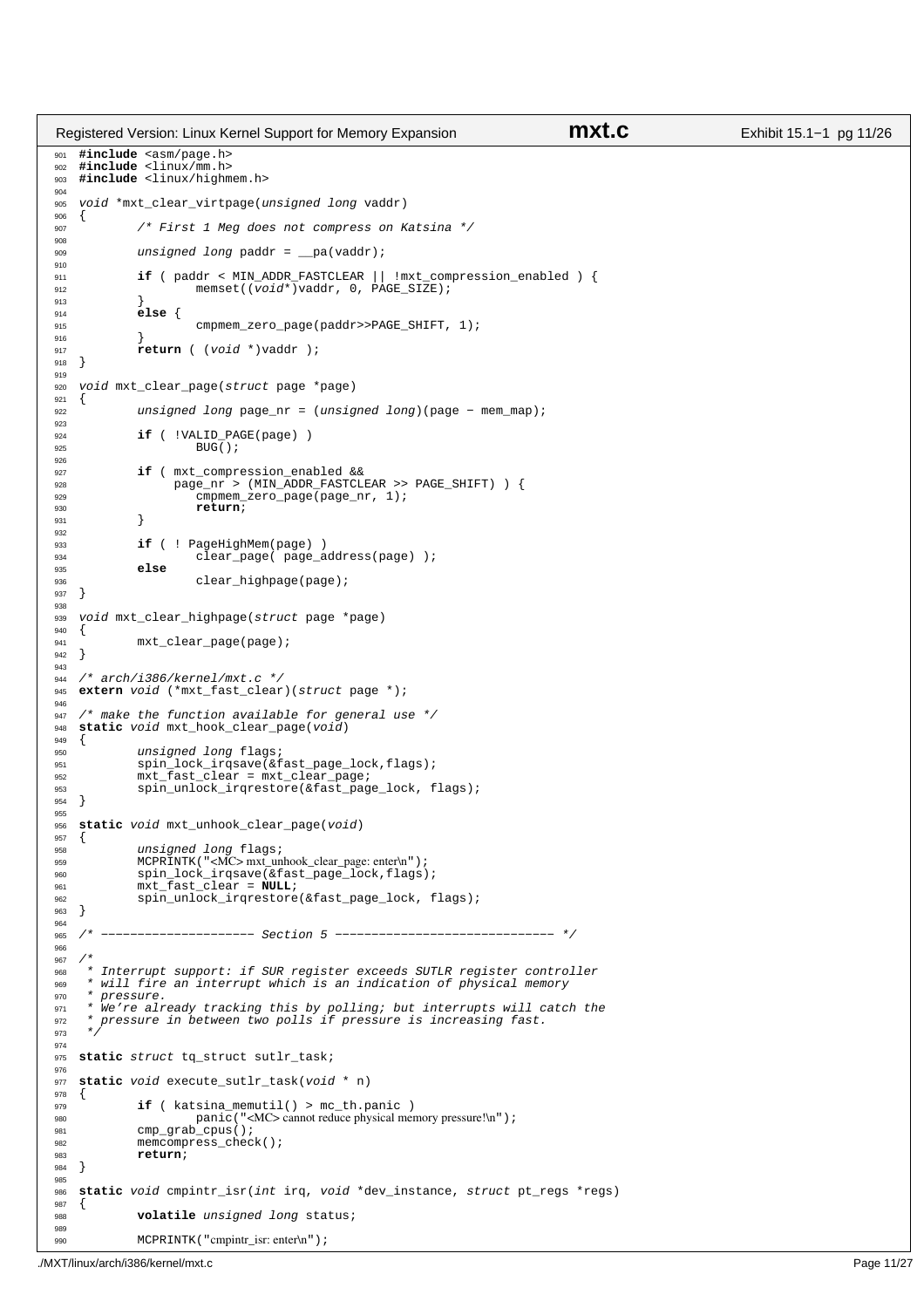```c
#include <asm/page.h>
#include <linux/mm.h>
#include <linux/highmem.h>

void *mxt_clear_virtpage(unsigned long vaddr)
{
        /* First 1 Meg does not compress on Katsina */

        unsigned long paddr = __pa(vaddr);

        if ( paddr < MIN_ADDR_FASTCLEAR || !mxt_compression_enabled ) {
                memset((void*)vaddr, 0, PAGE_SIZE);
        }
        else {
                cmpmem_zero_page(paddr>>PAGE_SHIFT, 1);
        }
        return ( (void *)vaddr );
}

void mxt_clear_page(struct page *page)
{
        unsigned long page_nr = (unsigned long)(page - mem_map);

        if ( !VALID_PAGE(page) )
                BUG();

        if ( mxt_compression_enabled &&
             page_nr > (MIN_ADDR_FASTCLEAR >> PAGE_SHIFT) ) {
                cmpmem_zero_page(page_nr, 1);
                return;
        }

        if ( ! PageHighMem(page) )
                clear_page( page_address(page) );
        else
                clear_highpage(page);
}

void mxt_clear_highpage(struct page *page)
{
        mxt_clear_page(page);
}

/* arch/i386/kernel/mxt.c */
extern void (*mxt_fast_clear)(struct page *);

/* make the function available for general use */
static void mxt_hook_clear_page(void)
{
        unsigned long flags;
        spin_lock_irqsave(&fast_page_lock,flags);
        mxt_fast_clear = mxt_clear_page;
        spin_unlock_irqrestore(&fast_page_lock, flags);
}

static void mxt_unhook_clear_page(void)
{
        unsigned long flags;
        MCPRINTK("<MC> mxt_unhook_clear_page: enter\n");
        spin_lock_irqsave(&fast_page_lock,flags);
        mxt_fast_clear = NULL;
        spin_unlock_irqrestore(&fast_page_lock, flags);
}

/* --------------------- Section 5 ------------------------------ */

/*
 * Interrupt support: if SUR register exceeds SUTLR register controller
 * will fire an interrupt which is an indication of physical memory
 * pressure.
 * We're already tracking this by polling; but interrupts will catch the
 * pressure in between two polls if pressure is increasing fast.
 */

static struct tq_struct sutlr_task;

static void execute_sutlr_task(void * n)
{
        if ( katsina_memutil() > mc_th.panic )
                panic("<MC> cannot reduce physical memory pressure!\n");
        cmp_grab_cpus();
        memcompress_check();
        return;
}

static void cmpintr_isr(int irq, void *dev_instance, struct pt_regs *regs)
{
        volatile unsigned long status;

        MCPRINTK("cmpintr_isr: enter\n");
```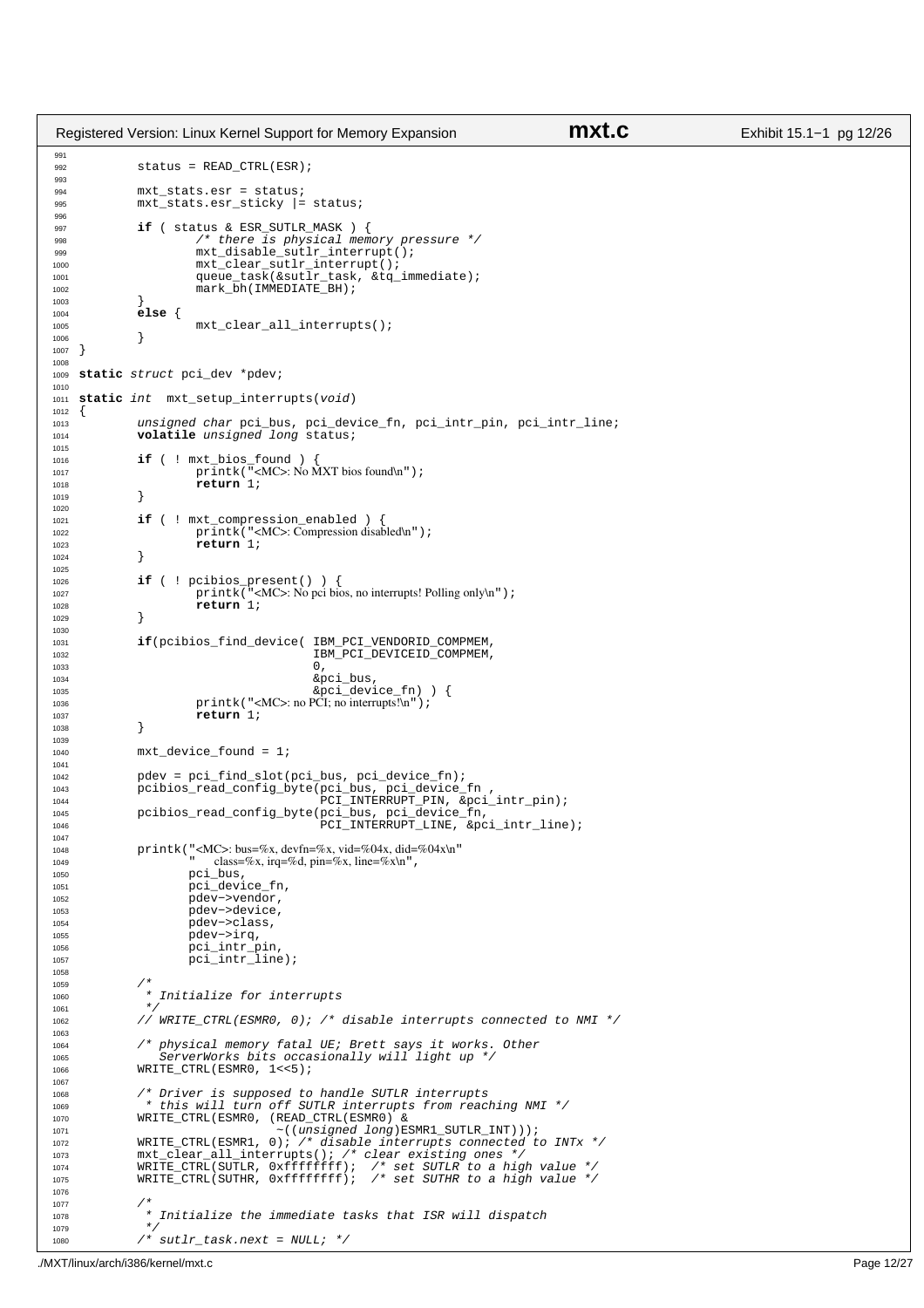```c
	status = READ_CTRL(ESR);

	mxt_stats.esr = status;
	mxt_stats.esr_sticky |= status;

	if ( status & ESR_SUTLR_MASK ) {
		/* there is physical memory pressure */
		mxt_disable_sutlr_interrupt();
		mxt_clear_sutlr_interrupt();
		queue_task(&sutlr_task, &tq_immediate);
		mark_bh(IMMEDIATE_BH);
	}
	else {
		mxt_clear_all_interrupts();
	}
}

static struct pci_dev *pdev;

static int  mxt_setup_interrupts(void)
{
	unsigned char pci_bus, pci_device_fn, pci_intr_pin, pci_intr_line;
	volatile unsigned long status;

	if ( ! mxt_bios_found ) {
		printk("<MC>: No MXT bios found\n");
		return 1;
	}

	if ( ! mxt_compression_enabled ) {
		printk("<MC>: Compression disabled\n");
		return 1;
	}

	if ( ! pcibios_present() ) {
		printk("<MC>: No pci bios, no interrupts! Polling only\n");
		return 1;
	}

	if(pcibios_find_device( IBM_PCI_VENDORID_COMPMEM,
				IBM_PCI_DEVICEID_COMPMEM,
				0,
				&pci_bus,
				&pci_device_fn) ) {
		printk("<MC>: no PCI; no interrupts!\n");
		return 1;
	}

	mxt_device_found = 1;

	pdev = pci_find_slot(pci_bus, pci_device_fn);
	pcibios_read_config_byte(pci_bus, pci_device_fn ,
				 PCI_INTERRUPT_PIN, &pci_intr_pin);
	pcibios_read_config_byte(pci_bus, pci_device_fn,
				 PCI_INTERRUPT_LINE, &pci_intr_line);

	printk("<MC>: bus=%x, devfn=%x, vid=%04x, did=%04x\n"
	       "    class=%x, irq=%d, pin=%x, line=%x\n",
	       pci_bus,
	       pci_device_fn,
	       pdev->vendor,
	       pdev->device,
	       pdev->class,
	       pdev->irq,
	       pci_intr_pin,
	       pci_intr_line);

	/*
	 * Initialize for interrupts
	 */
	// WRITE_CTRL(ESMR0, 0); /* disable interrupts connected to NMI */

	/* physical memory fatal UE; Brett says it works. Other
	   ServerWorks bits occasionally will light up */
	WRITE_CTRL(ESMR0, 1<<5);

	/* Driver is supposed to handle SUTLR interrupts
	 * this will turn off SUTLR interrupts from reaching NMI */
	WRITE_CTRL(ESMR0, (READ_CTRL(ESMR0) &
			   ~((unsigned long)ESMR1_SUTLR_INT)));
	WRITE_CTRL(ESMR1, 0); /* disable interrupts connected to INTx */
	mxt_clear_all_interrupts(); /* clear existing ones */
	WRITE_CTRL(SUTLR, 0xffffffff);  /* set SUTLR to a high value */
	WRITE_CTRL(SUTHR, 0xffffffff);  /* set SUTHR to a high value */

	/*
	 * Initialize the immediate tasks that ISR will dispatch
	 */
	/* sutlr_task.next = NULL; */
```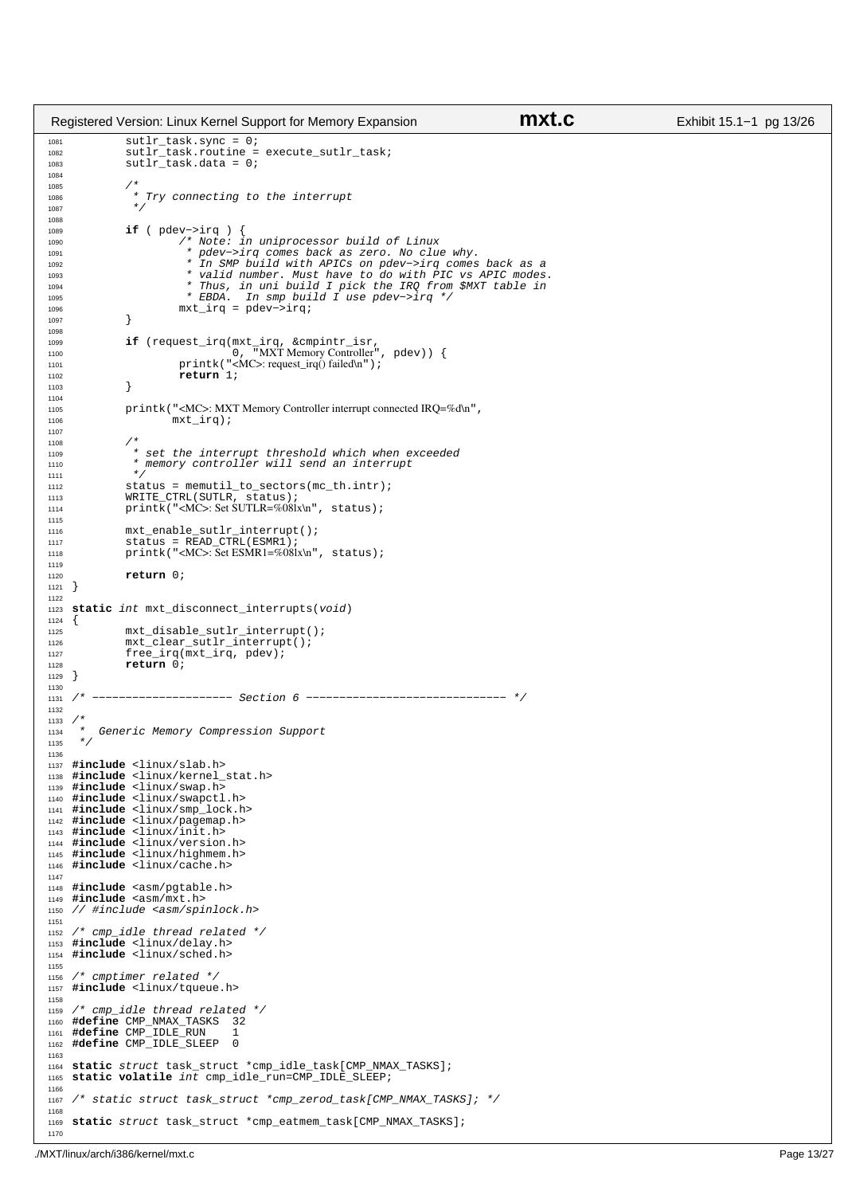```c
        sutlr_task.sync = 0;
        sutlr_task.routine = execute_sutlr_task;
        sutlr_task.data = 0;

        /*
         * Try connecting to the interrupt
         */

        if ( pdev->irq ) {
                /* Note: in uniprocessor build of Linux
                 * pdev->irq comes back as zero. No clue why.
                 * In SMP build with APICs on pdev->irq comes back as a
                 * valid number. Must have to do with PIC vs APIC modes.
                 * Thus, in uni build I pick the IRQ from $MXT table in
                 * EBDA.  In smp build I use pdev->irq */
                mxt_irq = pdev->irq;
        }

        if (request_irq(mxt_irq, &cmpintr_isr,
                        0, "MXT Memory Controller", pdev)) {
                printk("<MC>: request_irq() failed\n");
                return 1;
        }

        printk("<MC>: MXT Memory Controller interrupt connected IRQ=%d\n",
               mxt_irq);

        /*
         * set the interrupt threshold which when exceeded
         * memory controller will send an interrupt
         */
        status = memutil_to_sectors(mc_th.intr);
        WRITE_CTRL(SUTLR, status);
        printk("<MC>: Set SUTLR=%08lx\n", status);

        mxt_enable_sutlr_interrupt();
        status = READ_CTRL(ESMR1);
        printk("<MC>: Set ESMR1=%08lx\n", status);

        return 0;
}

static int mxt_disconnect_interrupts(void)
{
        mxt_disable_sutlr_interrupt();
        mxt_clear_sutlr_interrupt();
        free_irq(mxt_irq, pdev);
        return 0;
}

/* --------------------- Section 6 ------------------------------ */

/*
 *  Generic Memory Compression Support
 */

#include <linux/slab.h>
#include <linux/kernel_stat.h>
#include <linux/swap.h>
#include <linux/swapctl.h>
#include <linux/smp_lock.h>
#include <linux/pagemap.h>
#include <linux/init.h>
#include <linux/version.h>
#include <linux/highmem.h>
#include <linux/cache.h>

#include <asm/pgtable.h>
#include <asm/mxt.h>
// #include <asm/spinlock.h>

/* cmp_idle thread related */
#include <linux/delay.h>
#include <linux/sched.h>

/* cmptimer related */
#include <linux/tqueue.h>

/* cmp_idle thread related */
#define CMP_NMAX_TASKS  32
#define CMP_IDLE_RUN    1
#define CMP_IDLE_SLEEP  0

static struct task_struct *cmp_idle_task[CMP_NMAX_TASKS];
static volatile int cmp_idle_run=CMP_IDLE_SLEEP;

/* static struct task_struct *cmp_zerod_task[CMP_NMAX_TASKS]; */

static struct task_struct *cmp_eatmem_task[CMP_NMAX_TASKS];

```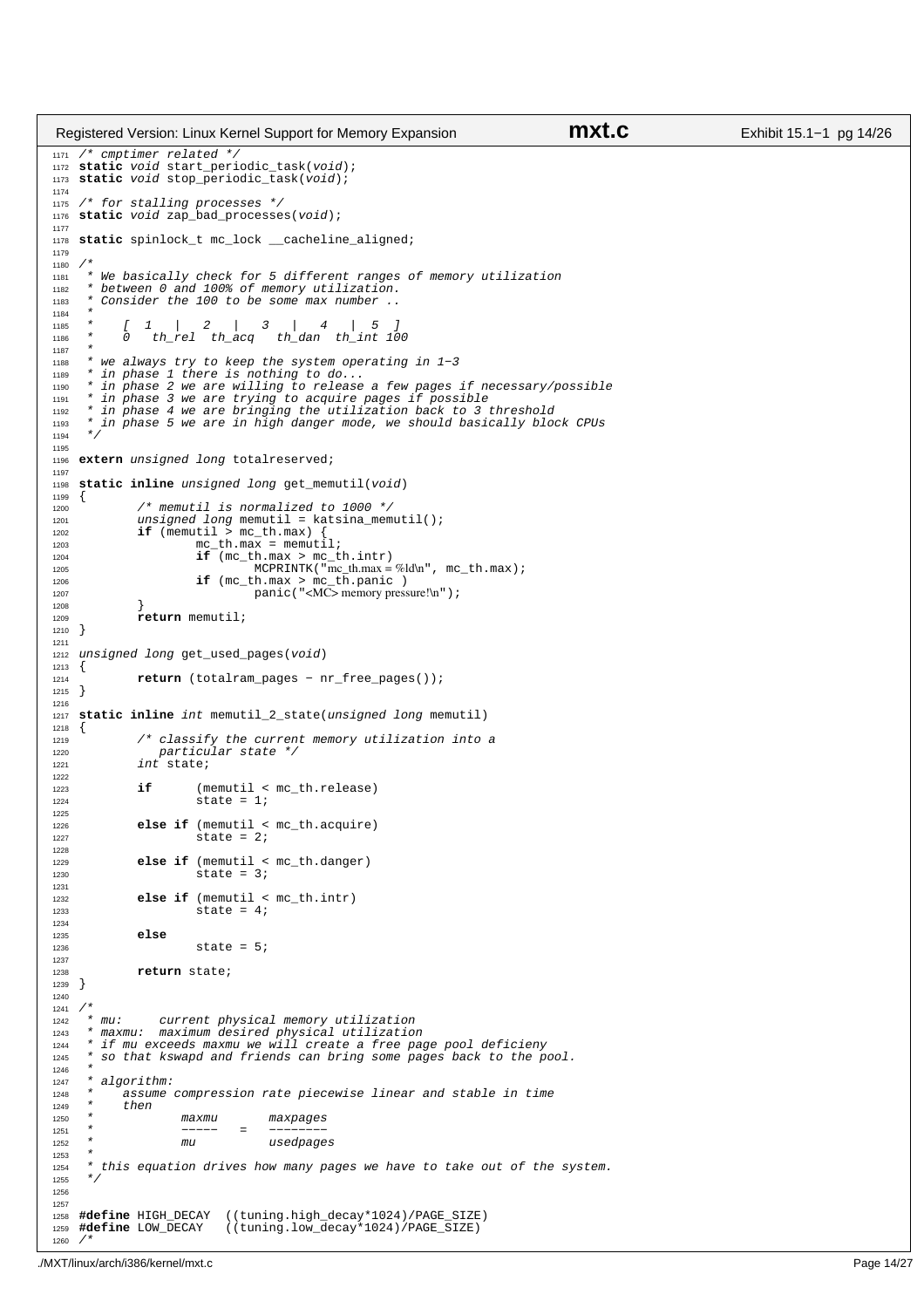```c
/* cmptimer related */
static void start_periodic_task(void);
static void stop_periodic_task(void);

/* for stalling processes */
static void zap_bad_processes(void);

static spinlock_t mc_lock __cacheline_aligned;

/*
 * We basically check for 5 different ranges of memory utilization
 * between 0 and 100% of memory utilization.
 * Consider the 100 to be some max number ..
 *
 *     [  1   |   2   |   3   |   4   |  5  ]
 *     0   th_rel  th_acq   th_dan  th_int 100
 *
 * we always try to keep the system operating in 1-3
 * in phase 1 there is nothing to do...
 * in phase 2 we are willing to release a few pages if necessary/possible
 * in phase 3 we are trying to acquire pages if possible
 * in phase 4 we are bringing the utilization back to 3 threshold
 * in phase 5 we are in high danger mode, we should basically block CPUs
 */

extern unsigned long totalreserved;

static inline unsigned long get_memutil(void)
{
        /* memutil is normalized to 1000 */
        unsigned long memutil = katsina_memutil();
        if (memutil > mc_th.max) {
                mc_th.max = memutil;
                if (mc_th.max > mc_th.intr)
                        MCPRINTK("mc_th.max = %ld\n", mc_th.max);
                if (mc_th.max > mc_th.panic )
                        panic("<MC> memory pressure!\n");
        }
        return memutil;
}

unsigned long get_used_pages(void)
{
        return (totalram_pages - nr_free_pages());
}

static inline int memutil_2_state(unsigned long memutil)
{
        /* classify the current memory utilization into a
           particular state */
        int state;

        if      (memutil < mc_th.release)
                state = 1;

        else if (memutil < mc_th.acquire)
                state = 2;

        else if (memutil < mc_th.danger)
                state = 3;

        else if (memutil < mc_th.intr)
                state = 4;

        else
                state = 5;

        return state;
}

/*
 * mu:     current physical memory utilization
 * maxmu:  maximum desired physical utilization
 * if mu exceeds maxmu we will create a free page pool deficieny
 * so that kswapd and friends can bring some pages back to the pool.
 *
 * algorithm:
 *     assume compression rate piecewise linear and stable in time
 *     then
 *             maxmu       maxpages
 *             -----   =   --------
 *             mu          usedpages
 *
 * this equation drives how many pages we have to take out of the system.
 */


#define HIGH_DECAY  ((tuning.high_decay*1024)/PAGE_SIZE)
#define LOW_DECAY   ((tuning.low_decay*1024)/PAGE_SIZE)
/*
```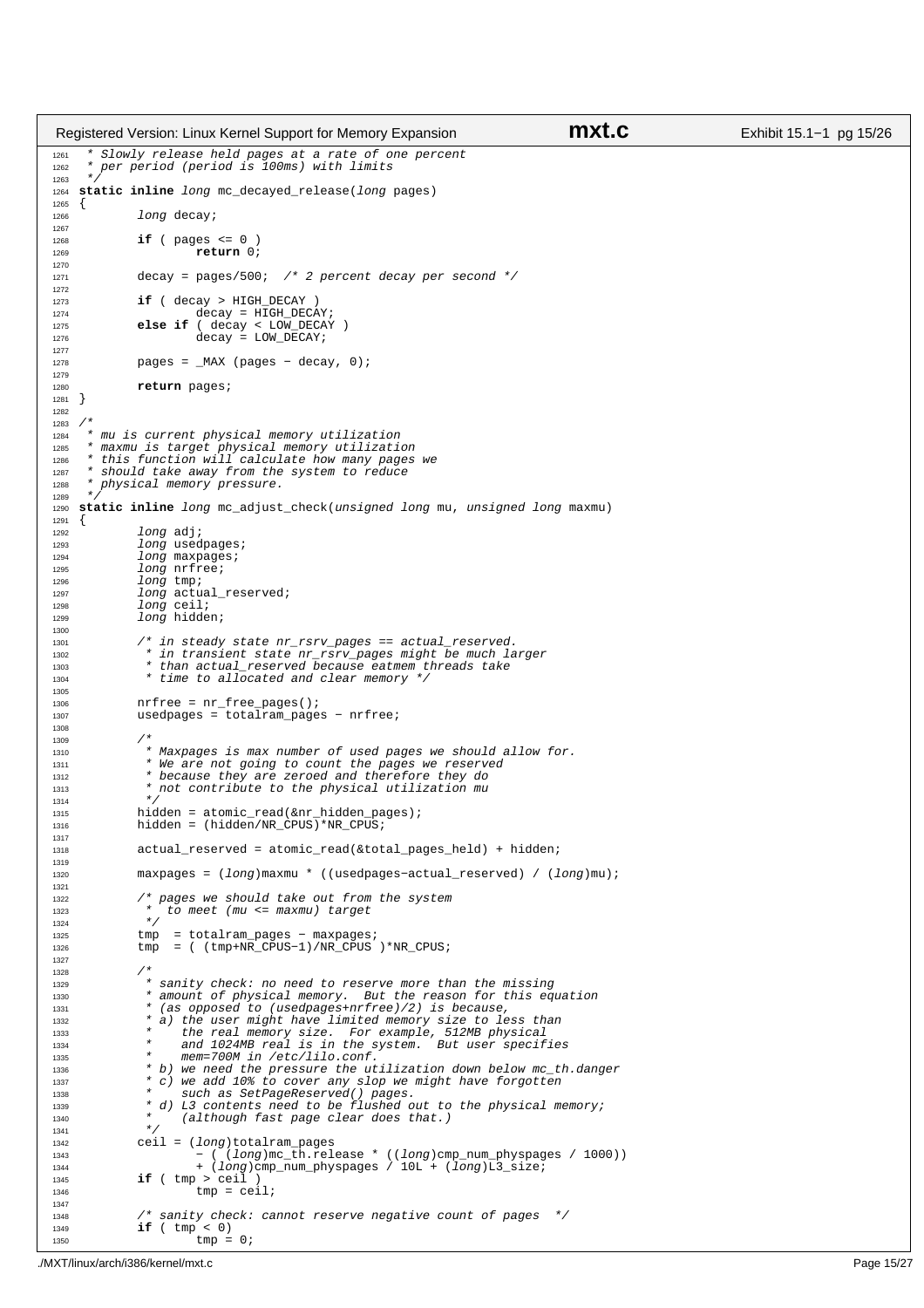```c
1261  * Slowly release held pages at a rate of one percent
1262  * per period (period is 100ms) with limits
1263  */
1264 static inline long mc_decayed_release(long pages)
1265 {
1266         long decay;
1267 
1268         if ( pages <= 0 )
1269                 return 0;
1270 
1271         decay = pages/500;  /* 2 percent decay per second */
1272 
1273         if ( decay > HIGH_DECAY )
1274                 decay = HIGH_DECAY;
1275         else if ( decay < LOW_DECAY )
1276                 decay = LOW_DECAY;
1277 
1278         pages = _MAX (pages - decay, 0);
1279 
1280         return pages;
1281 }
1282 
1283 /*
1284  * mu is current physical memory utilization
1285  * maxmu is target physical memory utilization
1286  * this function will calculate how many pages we
1287  * should take away from the system to reduce
1288  * physical memory pressure.
1289  */
1290 static inline long mc_adjust_check(unsigned long mu, unsigned long maxmu)
1291 {
1292         long adj;
1293         long usedpages;
1294         long maxpages;
1295         long nrfree;
1296         long tmp;
1297         long actual_reserved;
1298         long ceil;
1299         long hidden;
1300 
1301         /* in steady state nr_rsrv_pages == actual_reserved.
1302          * in transient state nr_rsrv_pages might be much larger
1303          * than actual_reserved because eatmem threads take
1304          * time to allocated and clear memory */
1305 
1306         nrfree = nr_free_pages();
1307         usedpages = totalram_pages - nrfree;
1308 
1309         /*
1310          * Maxpages is max number of used pages we should allow for.
1311          * We are not going to count the pages we reserved
1312          * because they are zeroed and therefore they do
1313          * not contribute to the physical utilization mu
1314          */
1315         hidden = atomic_read(&nr_hidden_pages);
1316         hidden = (hidden/NR_CPUS)*NR_CPUS;
1317 
1318         actual_reserved = atomic_read(&total_pages_held) + hidden;
1319 
1320         maxpages = (long)maxmu * ((usedpages-actual_reserved) / (long)mu);
1321 
1322         /* pages we should take out from the system
1323          *  to meet (mu <= maxmu) target
1324          */
1325         tmp  = totalram_pages - maxpages;
1326         tmp  = ( (tmp+NR_CPUS-1)/NR_CPUS )*NR_CPUS;
1327 
1328         /*
1329          * sanity check: no need to reserve more than the missing
1330          * amount of physical memory.  But the reason for this equation
1331          * (as opposed to (usedpages+nrfree)/2) is because,
1332          * a) the user might have limited memory size to less than
1333          *    the real memory size.  For example, 512MB physical
1334          *    and 1024MB real is in the system.  But user specifies
1335          *    mem=700M in /etc/lilo.conf.
1336          * b) we need the pressure the utilization down below mc_th.danger
1337          * c) we add 10% to cover any slop we might have forgotten
1338          *    such as SetPageReserved() pages.
1339          * d) L3 contents need to be flushed out to the physical memory;
1340          *    (although fast page clear does that.)
1341          */
1342         ceil = (long)totalram_pages
1343                 - ( (long)mc_th.release * ((long)cmp_num_physpages / 1000))
1344                 + (long)cmp_num_physpages / 10L + (long)L3_size;
1345         if ( tmp > ceil )
1346                 tmp = ceil;
1347 
1348         /* sanity check: cannot reserve negative count of pages  */
1349         if ( tmp < 0)
1350                 tmp = 0;
```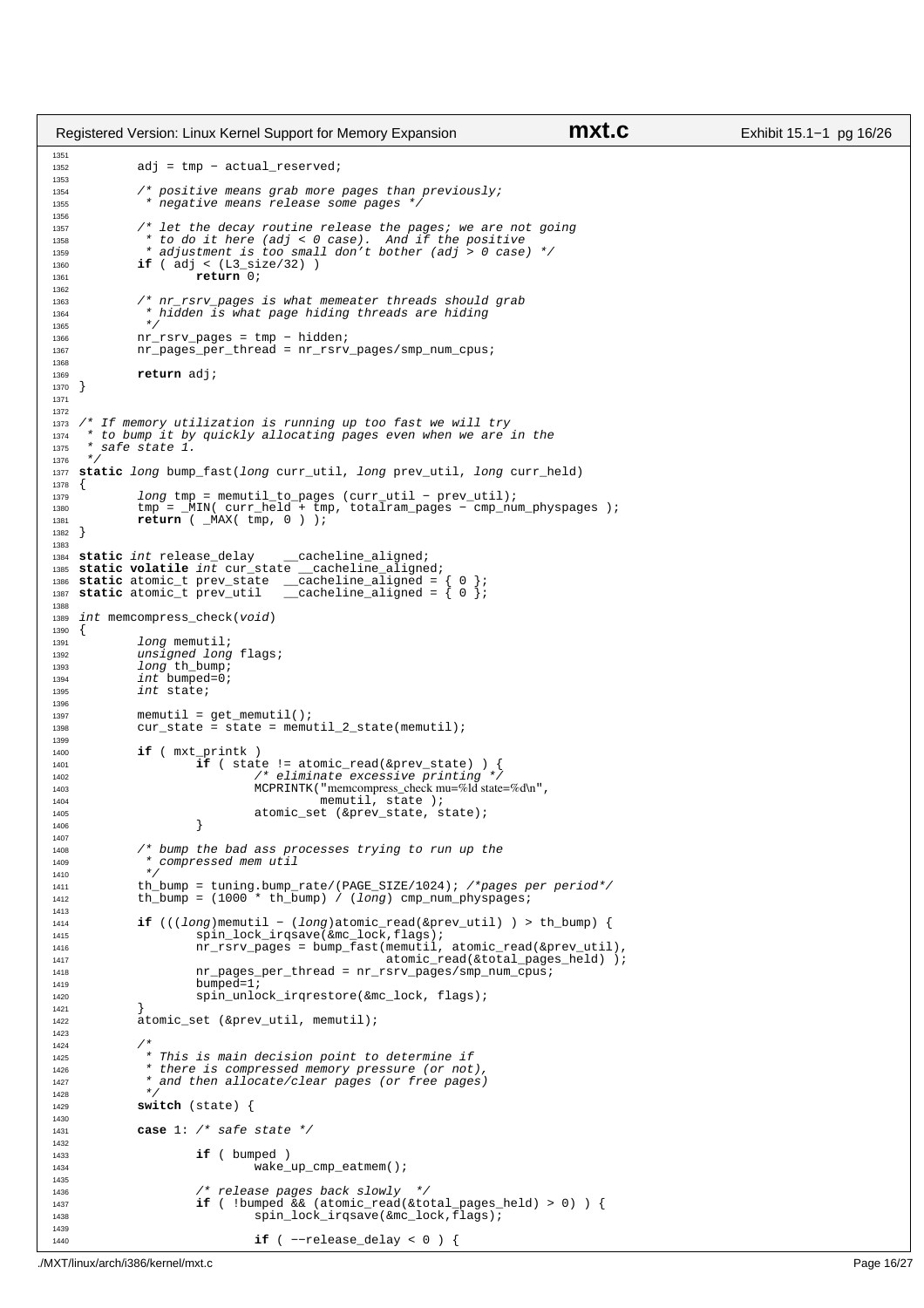```c
        adj = tmp - actual_reserved;

        /* positive means grab more pages than previously;
         * negative means release some pages */

        /* let the decay routine release the pages; we are not going
         * to do it here (adj < 0 case).  And if the positive
         * adjustment is too small don't bother (adj > 0 case) */
        if ( adj < (L3_size/32) )
                return 0;

        /* nr_rsrv_pages is what memeater threads should grab
         * hidden is what page hiding threads are hiding
         */
        nr_rsrv_pages = tmp - hidden;
        nr_pages_per_thread = nr_rsrv_pages/smp_num_cpus;

        return adj;
}


/* If memory utilization is running up too fast we will try
 * to bump it by quickly allocating pages even when we are in the
 * safe state 1.
 */
static long bump_fast(long curr_util, long prev_util, long curr_held)
{
        long tmp = memutil_to_pages (curr_util - prev_util);
        tmp = _MIN( curr_held + tmp, totalram_pages - cmp_num_physpages );
        return ( _MAX( tmp, 0 ) );
}

static int release_delay    __cacheline_aligned;
static volatile int cur_state __cacheline_aligned;
static atomic_t prev_state  __cacheline_aligned = { 0 };
static atomic_t prev_util   __cacheline_aligned = { 0 };

int memcompress_check(void)
{
        long memutil;
        unsigned long flags;
        long th_bump;
        int bumped=0;
        int state;

        memutil = get_memutil();
        cur_state = state = memutil_2_state(memutil);

        if ( mxt_printk )
                if ( state != atomic_read(&prev_state) ) {
                        /* eliminate excessive printing */
                        MCPRINTK("memcompress_check mu=%ld state=%d\n",
                                  memutil, state );
                        atomic_set (&prev_state, state);
                }

        /* bump the bad ass processes trying to run up the
         * compressed mem util
         */
        th_bump = tuning.bump_rate/(PAGE_SIZE/1024); /*pages per period*/
        th_bump = (1000 * th_bump) / (long) cmp_num_physpages;

        if (((long)memutil - (long)atomic_read(&prev_util) ) > th_bump) {
                spin_lock_irqsave(&mc_lock,flags);
                nr_rsrv_pages = bump_fast(memutil, atomic_read(&prev_util),
                                          atomic_read(&total_pages_held) );
                nr_pages_per_thread = nr_rsrv_pages/smp_num_cpus;
                bumped=1;
                spin_unlock_irqrestore(&mc_lock, flags);
        }
        atomic_set (&prev_util, memutil);

        /*
         * This is main decision point to determine if
         * there is compressed memory pressure (or not),
         * and then allocate/clear pages (or free pages)
         */
        switch (state) {

        case 1: /* safe state */

                if ( bumped )
                        wake_up_cmp_eatmem();

                /* release pages back slowly  */
                if ( !bumped && (atomic_read(&total_pages_held) > 0) ) {
                        spin_lock_irqsave(&mc_lock,flags);

                        if ( --release_delay < 0 ) {
```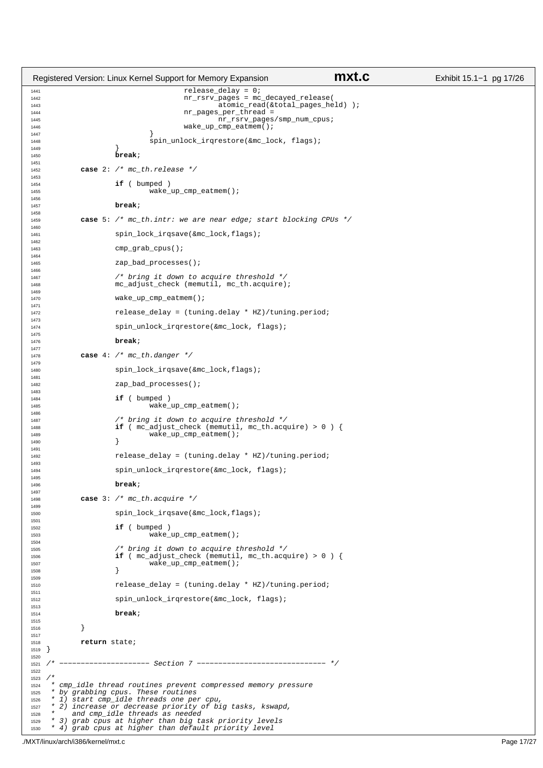```c
                                release_delay = 0;
                                nr_rsrv_pages = mc_decayed_release(
                                        atomic_read(&total_pages_held) );
                                nr_pages_per_thread =
                                        nr_rsrv_pages/smp_num_cpus;
                                wake_up_cmp_eatmem();
                        }
                        spin_unlock_irqrestore(&mc_lock, flags);
                }
                break;

        case 2: /* mc_th.release */

                if ( bumped )
                        wake_up_cmp_eatmem();

                break;

        case 5: /* mc_th.intr: we are near edge; start blocking CPUs */

                spin_lock_irqsave(&mc_lock,flags);

                cmp_grab_cpus();

                zap_bad_processes();

                /* bring it down to acquire threshold */
                mc_adjust_check (memutil, mc_th.acquire);

                wake_up_cmp_eatmem();

                release_delay = (tuning.delay * HZ)/tuning.period;

                spin_unlock_irqrestore(&mc_lock, flags);

                break;

        case 4: /* mc_th.danger */

                spin_lock_irqsave(&mc_lock,flags);

                zap_bad_processes();

                if ( bumped )
                        wake_up_cmp_eatmem();

                /* bring it down to acquire threshold */
                if ( mc_adjust_check (memutil, mc_th.acquire) > 0 ) {
                        wake_up_cmp_eatmem();
                }

                release_delay = (tuning.delay * HZ)/tuning.period;

                spin_unlock_irqrestore(&mc_lock, flags);

                break;

        case 3: /* mc_th.acquire */

                spin_lock_irqsave(&mc_lock,flags);

                if ( bumped )
                        wake_up_cmp_eatmem();

                /* bring it down to acquire threshold */
                if ( mc_adjust_check (memutil, mc_th.acquire) > 0 ) {
                        wake_up_cmp_eatmem();
                }

                release_delay = (tuning.delay * HZ)/tuning.period;

                spin_unlock_irqrestore(&mc_lock, flags);

                break;

        }

        return state;
}

/* --------------------- Section 7 ------------------------------ */

/*
 * cmp_idle thread routines prevent compressed memory pressure
 * by grabbing cpus. These routines
 * 1) start cmp_idle threads one per cpu,
 * 2) increase or decrease priority of big tasks, kswapd,
 *    and cmp_idle threads as needed
 * 3) grab cpus at higher than big task priority levels
 * 4) grab cpus at higher than default priority level
```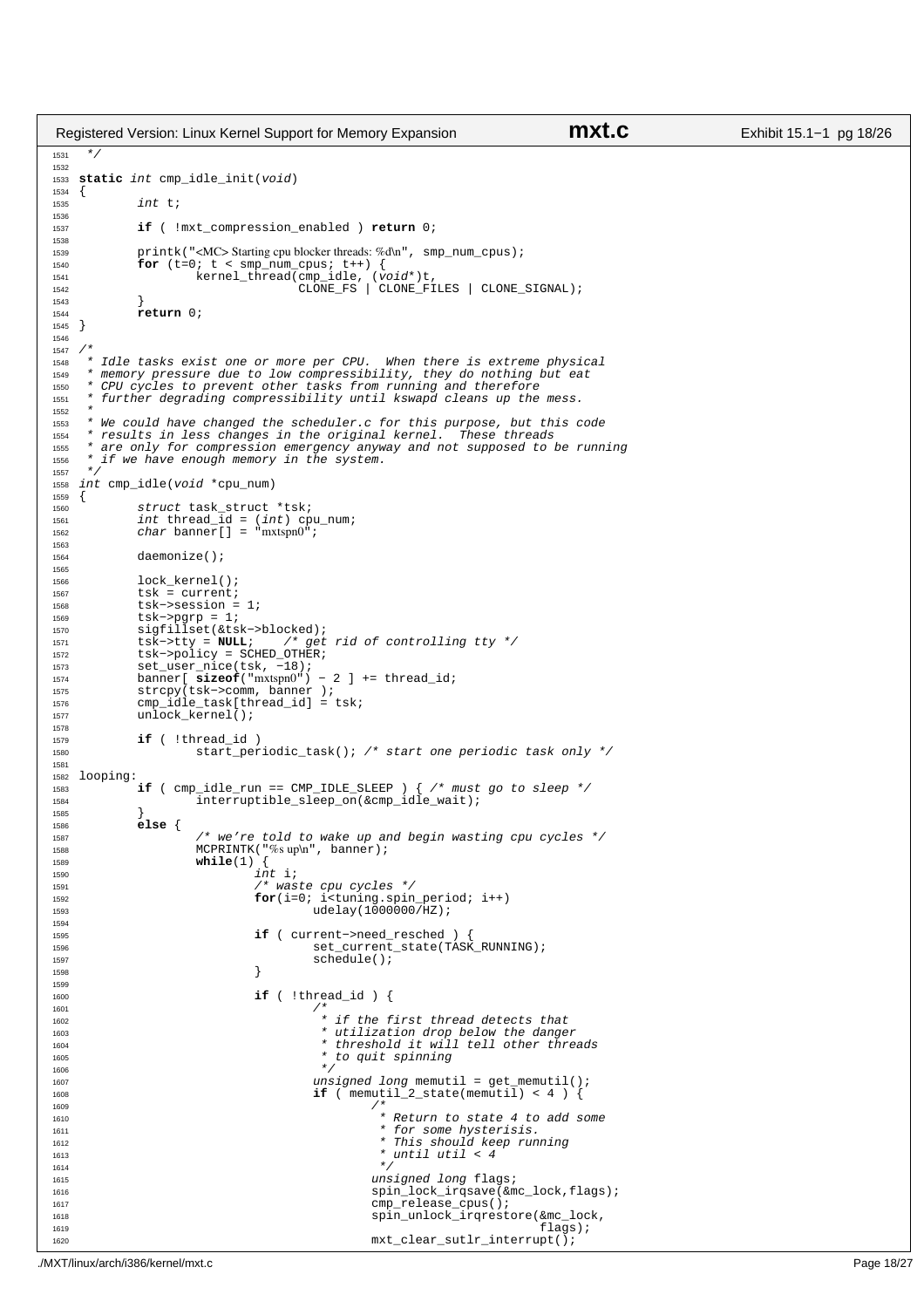```c
 */

static int cmp_idle_init(void)
{
        int t;

        if ( !mxt_compression_enabled ) return 0;

        printk("<MC> Starting cpu blocker threads: %d\n", smp_num_cpus);
        for (t=0; t < smp_num_cpus; t++) {
                kernel_thread(cmp_idle, (void*)t,
                              CLONE_FS | CLONE_FILES | CLONE_SIGNAL);
        }
        return 0;
}

/*
 * Idle tasks exist one or more per CPU.  When there is extreme physical
 * memory pressure due to low compressibility, they do nothing but eat
 * CPU cycles to prevent other tasks from running and therefore
 * further degrading compressibility until kswapd cleans up the mess.
 *
 * We could have changed the scheduler.c for this purpose, but this code
 * results in less changes in the original kernel.  These threads
 * are only for compression emergency anyway and not supposed to be running
 * if we have enough memory in the system.
 */
int cmp_idle(void *cpu_num)
{
        struct task_struct *tsk;
        int thread_id = (int) cpu_num;
        char banner[] = "mxtspn0";

        daemonize();

        lock_kernel();
        tsk = current;
        tsk->session = 1;
        tsk->pgrp = 1;
        sigfillset(&tsk->blocked);
        tsk->tty = NULL;    /* get rid of controlling tty */
        tsk->policy = SCHED_OTHER;
        set_user_nice(tsk, -18);
        banner[ sizeof("mxtspn0") - 2 ] += thread_id;
        strcpy(tsk->comm, banner );
        cmp_idle_task[thread_id] = tsk;
        unlock_kernel();

        if ( !thread_id )
                start_periodic_task(); /* start one periodic task only */

looping:
        if ( cmp_idle_run == CMP_IDLE_SLEEP ) { /* must go to sleep */
                interruptible_sleep_on(&cmp_idle_wait);
        }
        else {
                /* we're told to wake up and begin wasting cpu cycles */
                MCPRINTK("%s up\n", banner);
                while(1) {
                        int i;
                        /* waste cpu cycles */
                        for(i=0; i<tuning.spin_period; i++)
                                udelay(1000000/HZ);

                        if ( current->need_resched ) {
                                set_current_state(TASK_RUNNING);
                                schedule();
                        }

                        if ( !thread_id ) {
                                /*
                                 * if the first thread detects that
                                 * utilization drop below the danger
                                 * threshold it will tell other threads
                                 * to quit spinning
                                 */
                                unsigned long memutil = get_memutil();
                                if ( memutil_2_state(memutil) < 4 ) {
                                        /*
                                         * Return to state 4 to add some
                                         * for some hysterisis.
                                         * This should keep running
                                         * until util < 4
                                         */
                                        unsigned long flags;
                                        spin_lock_irqsave(&mc_lock,flags);
                                        cmp_release_cpus();
                                        spin_unlock_irqrestore(&mc_lock,
                                                               flags);
                                        mxt_clear_sutlr_interrupt();
```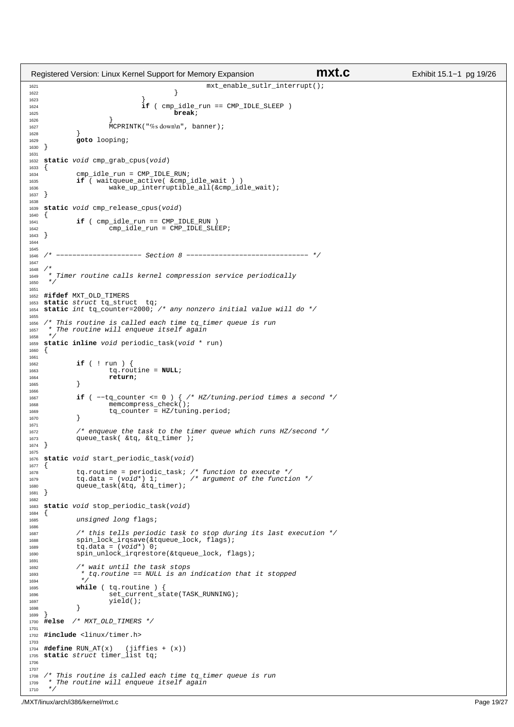```c
                                        mxt_enable_sutlr_interrupt();
                                }
                        }
                        if ( cmp_idle_run == CMP_IDLE_SLEEP )
                                break;
                }
                MCPRINTK("%s down\n", banner);
        }
        goto looping;
}

static void cmp_grab_cpus(void)
{
        cmp_idle_run = CMP_IDLE_RUN;
        if ( waitqueue_active( &cmp_idle_wait ) )
                wake_up_interruptible_all(&cmp_idle_wait);
}

static void cmp_release_cpus(void)
{
        if ( cmp_idle_run == CMP_IDLE_RUN )
                cmp_idle_run = CMP_IDLE_SLEEP;
}


/* --------------------- Section 8 ------------------------------ */

/*
 * Timer routine calls kernel compression service periodically
 */

#ifdef MXT_OLD_TIMERS
static struct tq_struct  tq;
static int tq_counter=2000; /* any nonzero initial value will do */

/* This routine is called each time tq_timer queue is run
 * The routine will enqueue itself again
 */
static inline void periodic_task(void * run)
{

        if ( ! run ) {
                tq.routine = NULL;
                return;
        }

        if ( --tq_counter <= 0 ) { /* HZ/tuning.period times a second */
                memcompress_check();
                tq_counter = HZ/tuning.period;
        }

        /* enqueue the task to the timer queue which runs HZ/second */
        queue_task( &tq, &tq_timer );
}

static void start_periodic_task(void)
{
        tq.routine = periodic_task; /* function to execute */
        tq.data = (void*) 1;        /* argument of the function */
        queue_task(&tq, &tq_timer);
}

static void stop_periodic_task(void)
{
        unsigned long flags;

        /* this tells periodic task to stop during its last execution */
        spin_lock_irqsave(&tqueue_lock, flags);
        tq.data = (void*) 0;
        spin_unlock_irqrestore(&tqueue_lock, flags);

        /* wait until the task stops
         * tq.routine == NULL is an indication that it stopped
         */
        while ( tq.routine ) {
                set_current_state(TASK_RUNNING);
                yield();
        }
}
#else  /* MXT_OLD_TIMERS */

#include <linux/timer.h>

#define RUN_AT(x)   (jiffies + (x))
static struct timer_list tq;


/* This routine is called each time tq_timer queue is run
 * The routine will enqueue itself again
 */
```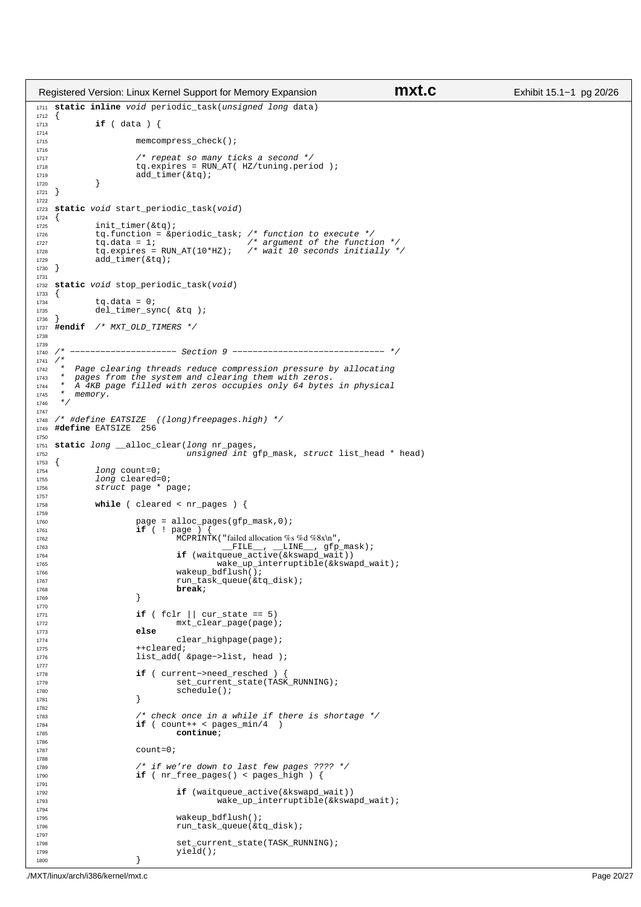```c
static inline void periodic_task(unsigned long data)
{
        if ( data ) {

                memcompress_check();

                /* repeat so many ticks a second */
                tq.expires = RUN_AT( HZ/tuning.period );
                add_timer(&tq);
        }
}

static void start_periodic_task(void)
{
        init_timer(&tq);
        tq.function = &periodic_task; /* function to execute */
        tq.data = 1;                  /* argument of the function */
        tq.expires = RUN_AT(10*HZ);   /* wait 10 seconds initially */
        add_timer(&tq);
}

static void stop_periodic_task(void)
{
        tq.data = 0;
        del_timer_sync( &tq );
}
#endif  /* MXT_OLD_TIMERS */


/* --------------------- Section 9 ----------------------------- */
/*
 *  Page clearing threads reduce compression pressure by allocating
 *  pages from the system and clearing them with zeros.
 *  A 4KB page filled with zeros occupies only 64 bytes in physical
 *  memory.
 */

/* #define EATSIZE  ((long)freepages.high) */
#define EATSIZE  256

static long __alloc_clear(long nr_pages,
                      unsigned int gfp_mask, struct list_head * head)
{
        long count=0;
        long cleared=0;
        struct page * page;

        while ( cleared < nr_pages ) {

                page = alloc_pages(gfp_mask,0);
                if ( ! page ) {
                        MCPRINTK("failed allocation %s %d %8x\n",
                                __FILE__, __LINE__, gfp_mask);
                        if (waitqueue_active(&kswapd_wait))
                                wake_up_interruptible(&kswapd_wait);
                        wakeup_bdflush();
                        run_task_queue(&tq_disk);
                        break;
                }

                if ( fclr || cur_state == 5)
                        mxt_clear_page(page);
                else
                        clear_highpage(page);
                ++cleared;
                list_add( &page->list, head );

                if ( current->need_resched ) {
                        set_current_state(TASK_RUNNING);
                        schedule();
                }

                /* check once in a while if there is shortage */
                if ( count++ < pages_min/4  )
                        continue;

                count=0;

                /* if we're down to last few pages ???? */
                if ( nr_free_pages() < pages_high ) {

                        if (waitqueue_active(&kswapd_wait))
                                wake_up_interruptible(&kswapd_wait);

                        wakeup_bdflush();
                        run_task_queue(&tq_disk);

                        set_current_state(TASK_RUNNING);
                        yield();
                }
```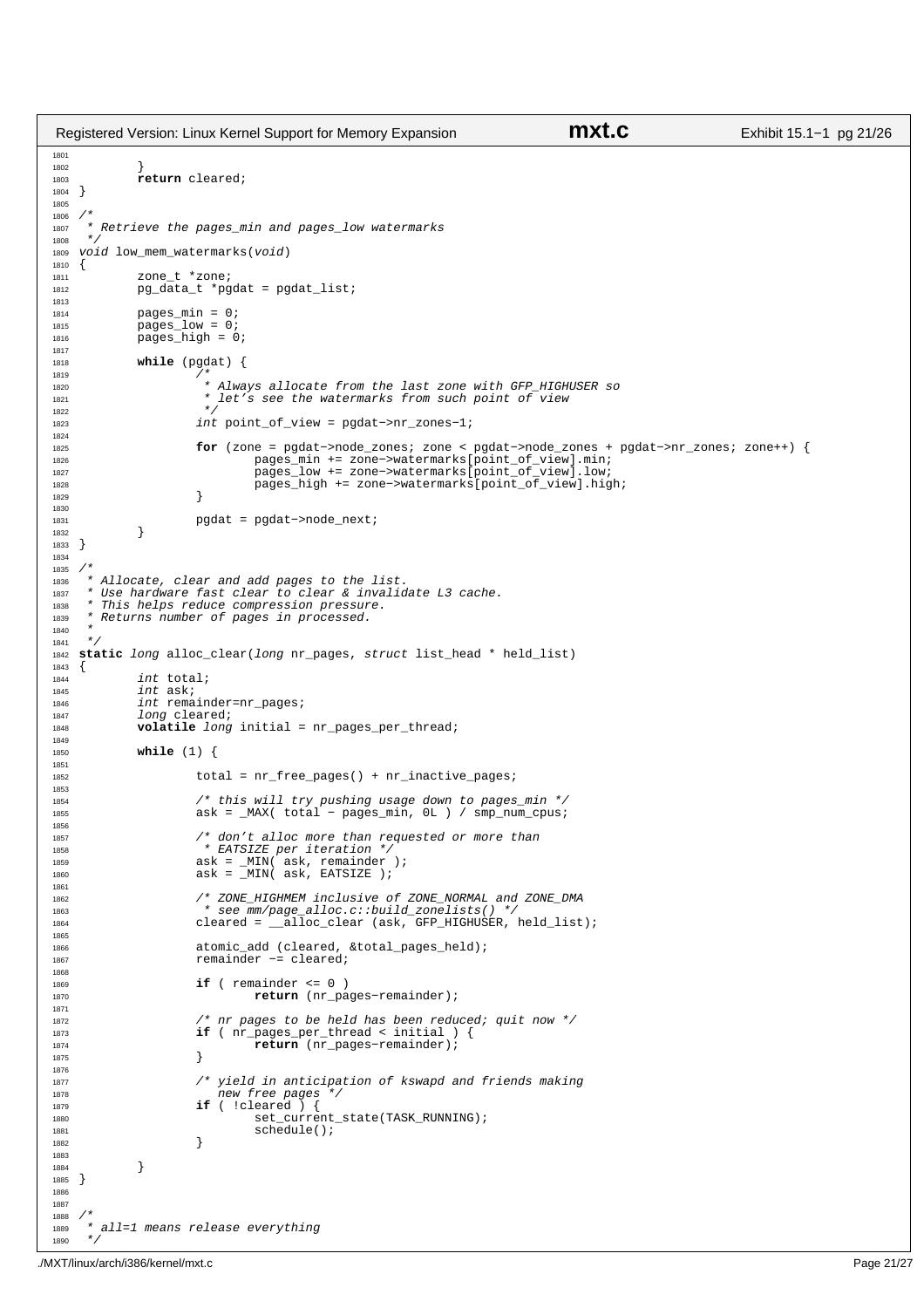```c
        }
        return cleared;
}

/*
 * Retrieve the pages_min and pages_low watermarks
 */
void low_mem_watermarks(void)
{
        zone_t *zone;
        pg_data_t *pgdat = pgdat_list;

        pages_min = 0;
        pages_low = 0;
        pages_high = 0;

        while (pgdat) {
                /*
                 * Always allocate from the last zone with GFP_HIGHUSER so
                 * let's see the watermarks from such point of view
                 */
                int point_of_view = pgdat->nr_zones-1;

                for (zone = pgdat->node_zones; zone < pgdat->node_zones + pgdat->nr_zones; zone++) {
                        pages_min += zone->watermarks[point_of_view].min;
                        pages_low += zone->watermarks[point_of_view].low;
                        pages_high += zone->watermarks[point_of_view].high;
                }

                pgdat = pgdat->node_next;
        }
}

/*
 * Allocate, clear and add pages to the list.
 * Use hardware fast clear to clear & invalidate L3 cache.
 * This helps reduce compression pressure.
 * Returns number of pages in processed.
 *
 */
static long alloc_clear(long nr_pages, struct list_head * held_list)
{
        int total;
        int ask;
        int remainder=nr_pages;
        long cleared;
        volatile long initial = nr_pages_per_thread;

        while (1) {

                total = nr_free_pages() + nr_inactive_pages;

                /* this will try pushing usage down to pages_min */
                ask = _MAX( total - pages_min, 0L ) / smp_num_cpus;

                /* don't alloc more than requested or more than
                 * EATSIZE per iteration */
                ask = _MIN( ask, remainder );
                ask = _MIN( ask, EATSIZE );

                /* ZONE_HIGHMEM inclusive of ZONE_NORMAL and ZONE_DMA
                 * see mm/page_alloc.c::build_zonelists() */
                cleared = __alloc_clear (ask, GFP_HIGHUSER, held_list);

                atomic_add (cleared, &total_pages_held);
                remainder -= cleared;

                if ( remainder <= 0 )
                        return (nr_pages-remainder);

                /* nr pages to be held has been reduced; quit now */
                if ( nr_pages_per_thread < initial ) {
                        return (nr_pages-remainder);
                }

                /* yield in anticipation of kswapd and friends making
                   new free pages */
                if ( !cleared ) {
                        set_current_state(TASK_RUNNING);
                        schedule();
                }

        }
}


/*
 * all=1 means release everything
 */
```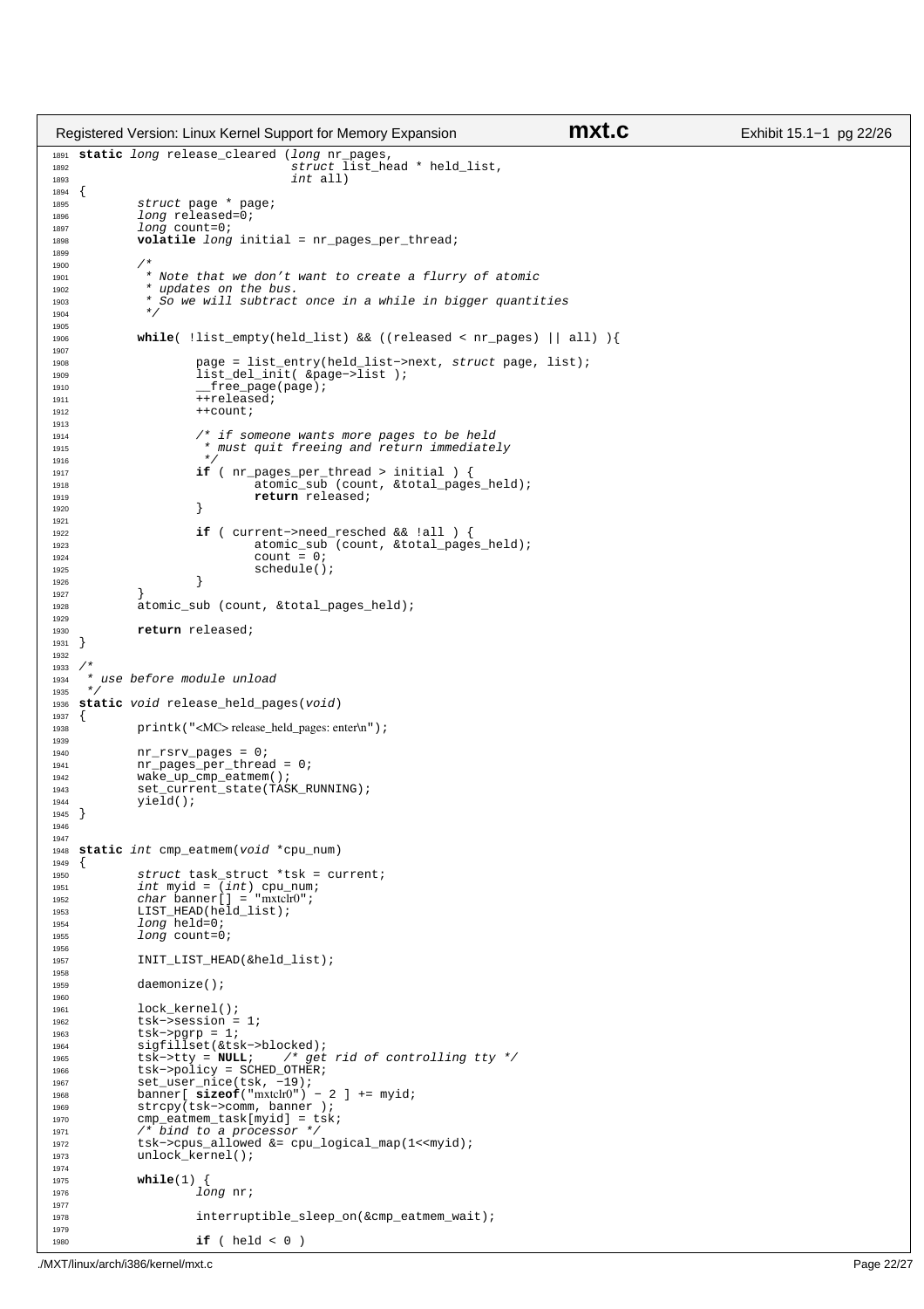```c
1891 static long release_cleared (long nr_pages,
1892                              struct list_head * held_list,
1893                              int all)
1894 {
1895         struct page * page;
1896         long released=0;
1897         long count=0;
1898         volatile long initial = nr_pages_per_thread;
1899
1900         /*
1901          * Note that we don't want to create a flurry of atomic
1902          * updates on the bus.
1903          * So we will subtract once in a while in bigger quantities
1904          */
1905
1906         while( !list_empty(held_list) && ((released < nr_pages) || all) ){
1907
1908                 page = list_entry(held_list->next, struct page, list);
1909                 list_del_init( &page->list );
1910                 __free_page(page);
1911                 ++released;
1912                 ++count;
1913
1914                 /* if someone wants more pages to be held
1915                  * must quit freeing and return immediately
1916                  */
1917                 if ( nr_pages_per_thread > initial ) {
1918                         atomic_sub (count, &total_pages_held);
1919                         return released;
1920                 }
1921
1922                 if ( current->need_resched && !all ) {
1923                         atomic_sub (count, &total_pages_held);
1924                         count = 0;
1925                         schedule();
1926                 }
1927         }
1928         atomic_sub (count, &total_pages_held);
1929
1930         return released;
1931 }
1932
1933 /*
1934  * use before module unload
1935  */
1936 static void release_held_pages(void)
1937 {
1938         printk("<MC> release_held_pages: enter\n");
1939
1940         nr_rsrv_pages = 0;
1941         nr_pages_per_thread = 0;
1942         wake_up_cmp_eatmem();
1943         set_current_state(TASK_RUNNING);
1944         yield();
1945 }
1946
1947
1948 static int cmp_eatmem(void *cpu_num)
1949 {
1950         struct task_struct *tsk = current;
1951         int myid = (int) cpu_num;
1952         char banner[] = "mxtclr0";
1953         LIST_HEAD(held_list);
1954         long held=0;
1955         long count=0;
1956
1957         INIT_LIST_HEAD(&held_list);
1958
1959         daemonize();
1960
1961         lock_kernel();
1962         tsk->session = 1;
1963         tsk->pgrp = 1;
1964         sigfillset(&tsk->blocked);
1965         tsk->tty = NULL;    /* get rid of controlling tty */
1966         tsk->policy = SCHED_OTHER;
1967         set_user_nice(tsk, -19);
1968         banner[ sizeof("mxtclr0") - 2 ] += myid;
1969         strcpy(tsk->comm, banner );
1970         cmp_eatmem_task[myid] = tsk;
1971         /* bind to a processor */
1972         tsk->cpus_allowed &= cpu_logical_map(1<<myid);
1973         unlock_kernel();
1974
1975         while(1) {
1976                 long nr;
1977
1978                 interruptible_sleep_on(&cmp_eatmem_wait);
1979
1980                 if ( held < 0 )
```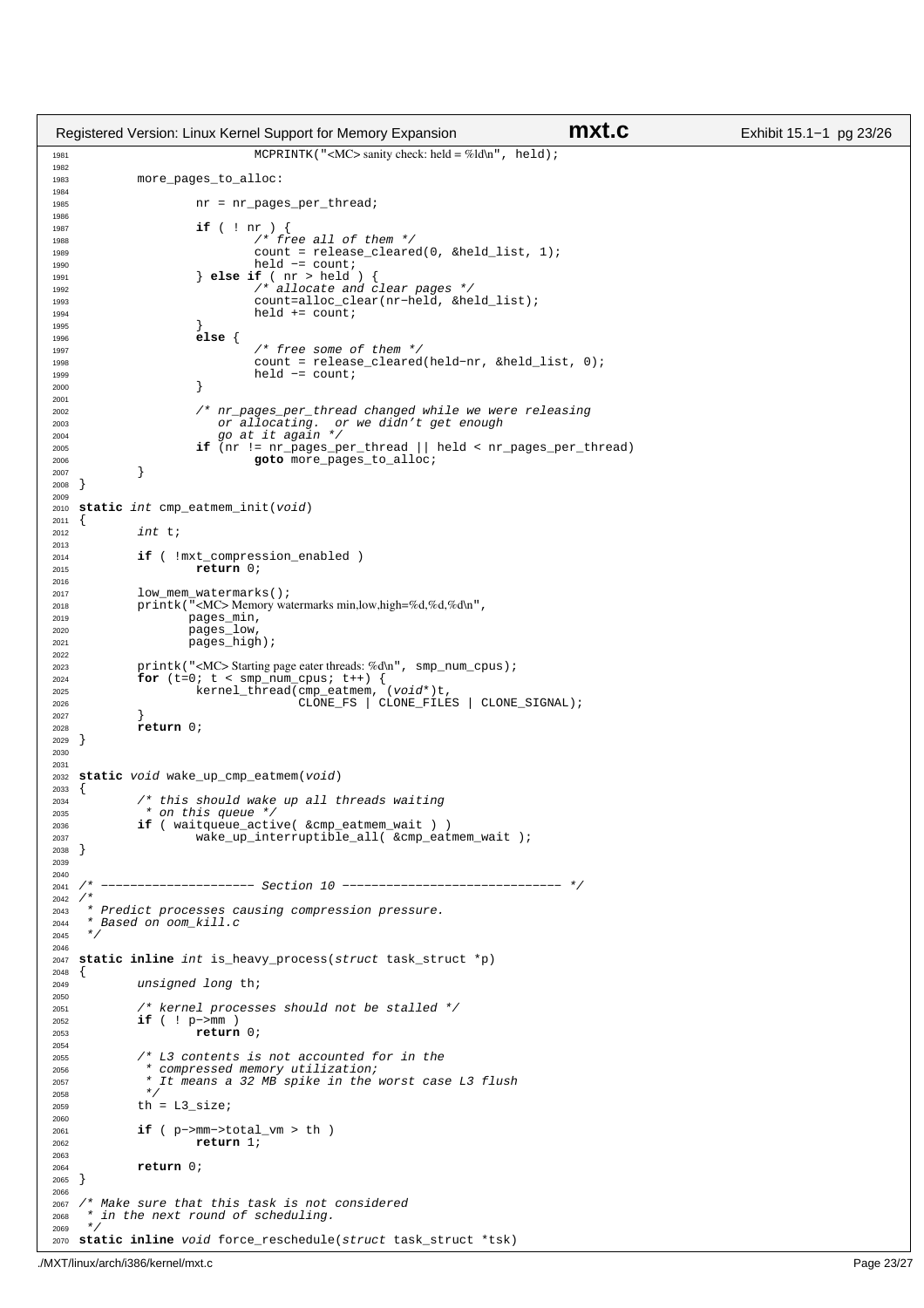```c
1981                         MCPRINTK("<MC> sanity check: held = %ld\n", held);
1982 
1983         more_pages_to_alloc:
1984 
1985                 nr = nr_pages_per_thread;
1986 
1987                 if ( ! nr ) {
1988                         /* free all of them */
1989                         count = release_cleared(0, &held_list, 1);
1990                         held -= count;
1991                 } else if ( nr > held ) {
1992                         /* allocate and clear pages */
1993                         count=alloc_clear(nr-held, &held_list);
1994                         held += count;
1995                 }
1996                 else {
1997                         /* free some of them */
1998                         count = release_cleared(held-nr, &held_list, 0);
1999                         held -= count;
2000                 }
2001 
2002                 /* nr_pages_per_thread changed while we were releasing
2003                    or allocating.  or we didn't get enough
2004                    go at it again */
2005                 if (nr != nr_pages_per_thread || held < nr_pages_per_thread)
2006                         goto more_pages_to_alloc;
2007         }
2008 }
2009 
2010 static int cmp_eatmem_init(void)
2011 {
2012         int t;
2013 
2014         if ( !mxt_compression_enabled )
2015                 return 0;
2016 
2017         low_mem_watermarks();
2018         printk("<MC> Memory watermarks min,low,high=%d,%d,%d\n",
2019                 pages_min,
2020                 pages_low,
2021                 pages_high);
2022 
2023         printk("<MC> Starting page eater threads: %d\n", smp_num_cpus);
2024         for (t=0; t < smp_num_cpus; t++) {
2025                 kernel_thread(cmp_eatmem, (void*)t,
2026                                 CLONE_FS | CLONE_FILES | CLONE_SIGNAL);
2027         }
2028         return 0;
2029 }
2030 
2031 
2032 static void wake_up_cmp_eatmem(void)
2033 {
2034         /* this should wake up all threads waiting
2035          * on this queue */
2036         if ( waitqueue_active( &cmp_eatmem_wait ) )
2037                 wake_up_interruptible_all( &cmp_eatmem_wait );
2038 }
2039 
2040 
2041 /* --------------------- Section 10 ------------------------------ */
2042 /*
2043  * Predict processes causing compression pressure.
2044  * Based on oom_kill.c
2045  */
2046 
2047 static inline int is_heavy_process(struct task_struct *p)
2048 {
2049         unsigned long th;
2050 
2051         /* kernel processes should not be stalled */
2052         if ( ! p->mm )
2053                 return 0;
2054 
2055         /* L3 contents is not accounted for in the
2056          * compressed memory utilization;
2057          * It means a 32 MB spike in the worst case L3 flush
2058          */
2059         th = L3_size;
2060 
2061         if ( p->mm->total_vm > th )
2062                 return 1;
2063 
2064         return 0;
2065 }
2066 
2067 /* Make sure that this task is not considered
2068  * in the next round of scheduling.
2069  */
2070 static inline void force_reschedule(struct task_struct *tsk)
```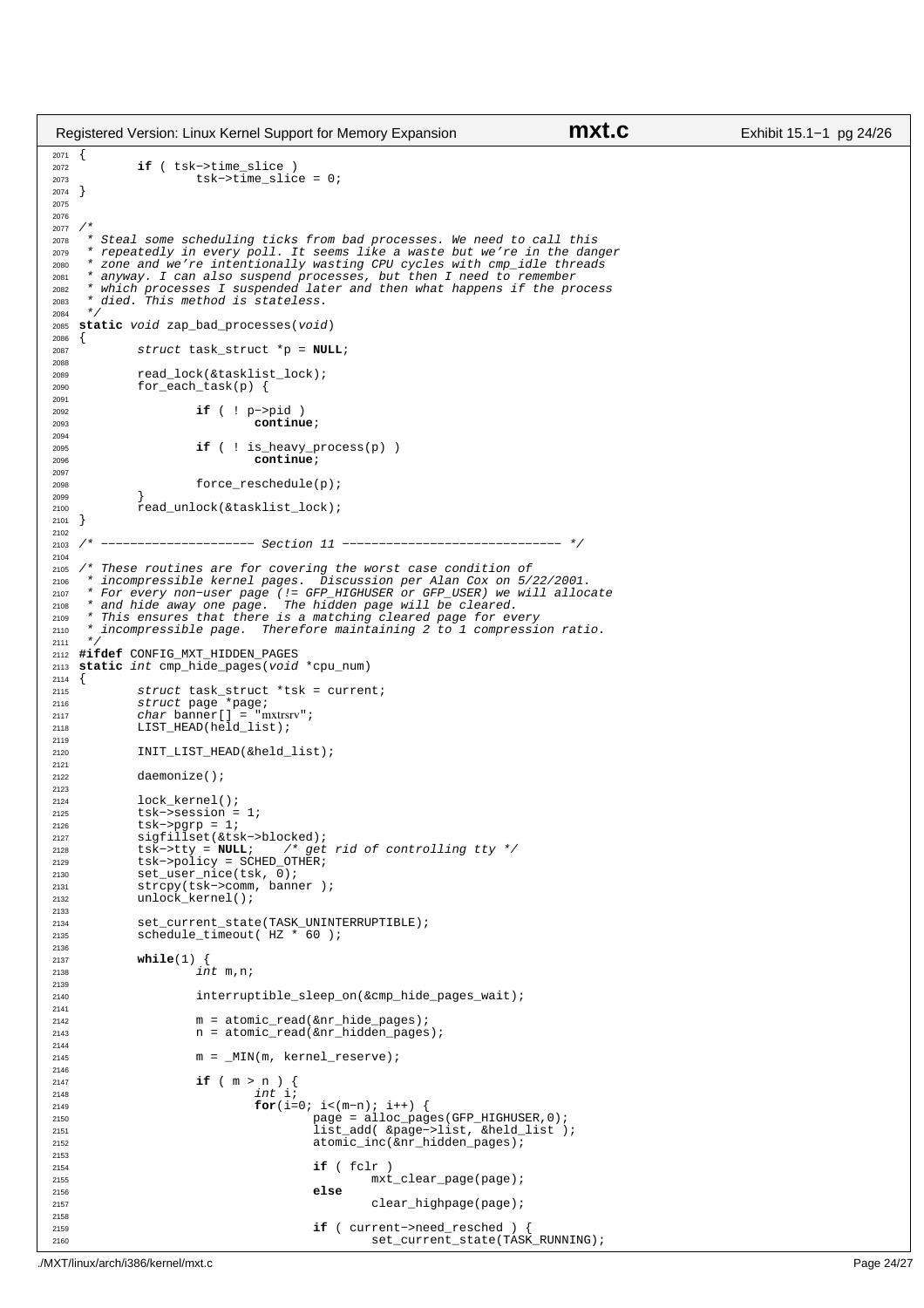```c
{
        if ( tsk->time_slice )
                tsk->time_slice = 0;
}


/*
 * Steal some scheduling ticks from bad processes. We need to call this
 * repeatedly in every poll. It seems like a waste but we're in the danger
 * zone and we're intentionally wasting CPU cycles with cmp_idle threads
 * anyway. I can also suspend processes, but then I need to remember
 * which processes I suspended later and then what happens if the process
 * died. This method is stateless.
 */
static void zap_bad_processes(void)
{
        struct task_struct *p = NULL;

        read_lock(&tasklist_lock);
        for_each_task(p) {

                if ( ! p->pid )
                        continue;

                if ( ! is_heavy_process(p) )
                        continue;

                force_reschedule(p);
        }
        read_unlock(&tasklist_lock);
}

/* --------------------- Section 11 ------------------------------ */

/* These routines are for covering the worst case condition of
 * incompressible kernel pages.  Discussion per Alan Cox on 5/22/2001.
 * For every non-user page (!= GFP_HIGHUSER or GFP_USER) we will allocate
 * and hide away one page.  The hidden page will be cleared.
 * This ensures that there is a matching cleared page for every
 * incompressible page.  Therefore maintaining 2 to 1 compression ratio.
 */
#ifdef CONFIG_MXT_HIDDEN_PAGES
static int cmp_hide_pages(void *cpu_num)
{
        struct task_struct *tsk = current;
        struct page *page;
        char banner[] = "mxtrsrv";
        LIST_HEAD(held_list);

        INIT_LIST_HEAD(&held_list);

        daemonize();

        lock_kernel();
        tsk->session = 1;
        tsk->pgrp = 1;
        sigfillset(&tsk->blocked);
        tsk->tty = NULL;    /* get rid of controlling tty */
        tsk->policy = SCHED_OTHER;
        set_user_nice(tsk, 0);
        strcpy(tsk->comm, banner );
        unlock_kernel();

        set_current_state(TASK_UNINTERRUPTIBLE);
        schedule_timeout( HZ * 60 );

        while(1) {
                int m,n;

                interruptible_sleep_on(&cmp_hide_pages_wait);

                m = atomic_read(&nr_hide_pages);
                n = atomic_read(&nr_hidden_pages);

                m = _MIN(m, kernel_reserve);

                if ( m > n ) {
                        int i;
                        for(i=0; i<(m-n); i++) {
                                page = alloc_pages(GFP_HIGHUSER,0);
                                list_add( &page->list, &held_list );
                                atomic_inc(&nr_hidden_pages);

                                if ( fclr )
                                        mxt_clear_page(page);
                                else
                                        clear_highpage(page);

                                if ( current->need_resched ) {
                                        set_current_state(TASK_RUNNING);
```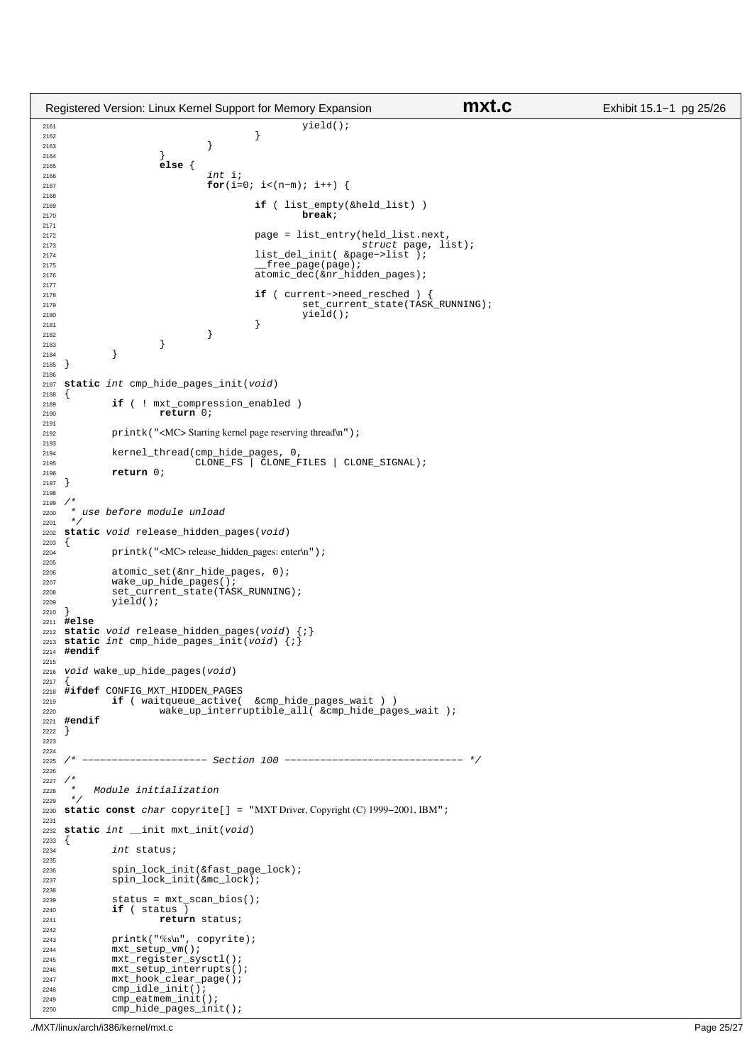```
2161                                        yield();
2162                                }
2163                        }
2164                }
2165                else {
2166                        int i;
2167                        for(i=0; i<(n-m); i++) {
2168
2169                                if ( list_empty(&held_list) )
2170                                        break;
2171
2172                                page = list_entry(held_list.next,
2173                                                struct page, list);
2174                                list_del_init( &page->list );
2175                                __free_page(page);
2176                                atomic_dec(&nr_hidden_pages);
2177
2178                                if ( current->need_resched ) {
2179                                        set_current_state(TASK_RUNNING);
2180                                        yield();
2181                                }
2182                        }
2183                }
2184        }
2185 }
2186
2187 static int cmp_hide_pages_init(void)
2188 {
2189         if ( ! mxt_compression_enabled )
2190                 return 0;
2191
2192         printk("<MC> Starting kernel page reserving thread\n");
2193
2194         kernel_thread(cmp_hide_pages, 0,
2195                         CLONE_FS | CLONE_FILES | CLONE_SIGNAL);
2196         return 0;
2197 }
2198
2199 /*
2200  * use before module unload
2201  */
2202 static void release_hidden_pages(void)
2203 {
2204         printk("<MC> release_hidden_pages: enter\n");
2205
2206         atomic_set(&nr_hide_pages, 0);
2207         wake_up_hide_pages();
2208         set_current_state(TASK_RUNNING);
2209         yield();
2210 }
2211 #else
2212 static void release_hidden_pages(void) {;}
2213 static int cmp_hide_pages_init(void) {;}
2214 #endif
2215
2216 void wake_up_hide_pages(void)
2217 {
2218 #ifdef CONFIG_MXT_HIDDEN_PAGES
2219         if ( waitqueue_active(  &cmp_hide_pages_wait ) )
2220                 wake_up_interruptible_all( &cmp_hide_pages_wait );
2221 #endif
2222 }
2223
2224
2225 /* --------------------- Section 100 ------------------------------ */
2226
2227 /*
2228  *   Module initialization
2229  */
2230 static const char copyrite[] = "MXT Driver, Copyright (C) 1999-2001, IBM";
2231
2232 static int __init mxt_init(void)
2233 {
2234         int status;
2235
2236         spin_lock_init(&fast_page_lock);
2237         spin_lock_init(&mc_lock);
2238
2239         status = mxt_scan_bios();
2240         if ( status )
2241                 return status;
2242
2243         printk("%s\n", copyrite);
2244         mxt_setup_vm();
2245         mxt_register_sysctl();
2246         mxt_setup_interrupts();
2247         mxt_hook_clear_page();
2248         cmp_idle_init();
2249         cmp_eatmem_init();
2250         cmp_hide_pages_init();
```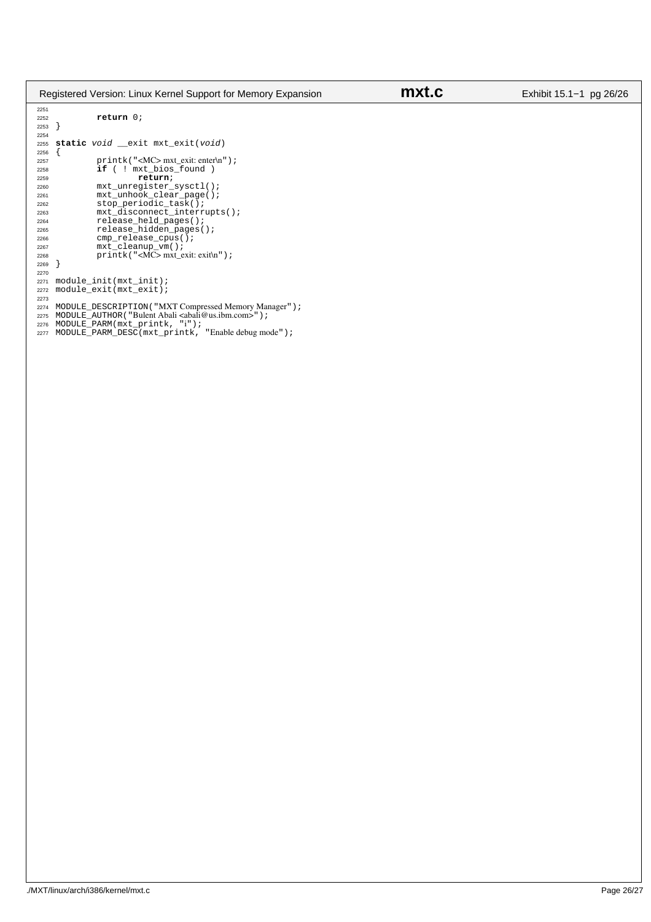```c
        return 0;
}

static void __exit mxt_exit(void)
{
        printk("<MC> mxt_exit: enter\n");
        if ( ! mxt_bios_found )
                return;
        mxt_unregister_sysctl();
        mxt_unhook_clear_page();
        stop_periodic_task();
        mxt_disconnect_interrupts();
        release_held_pages();
        release_hidden_pages();
        cmp_release_cpus();
        mxt_cleanup_vm();
        printk("<MC> mxt_exit: exit\n");
}

module_init(mxt_init);
module_exit(mxt_exit);

MODULE_DESCRIPTION("MXT Compressed Memory Manager");
MODULE_AUTHOR("Bulent Abali <abali@us.ibm.com>");
MODULE_PARM(mxt_printk, "i");
MODULE_PARM_DESC(mxt_printk, "Enable debug mode");
```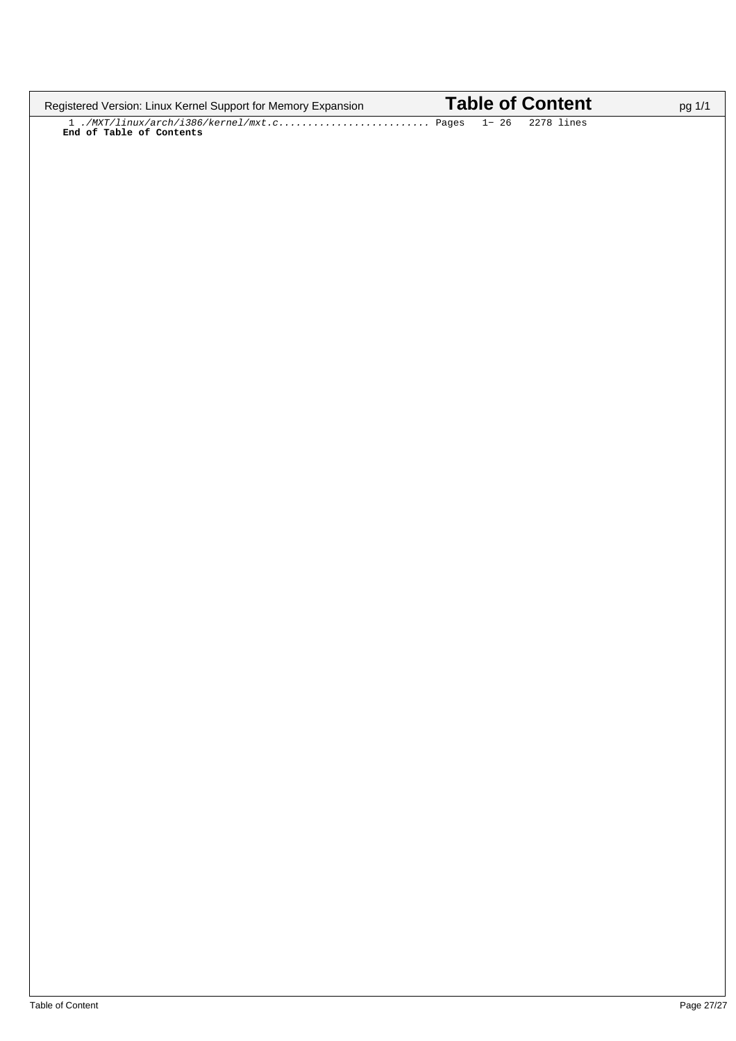# Table of Content

1 *./MXT/linux/arch/i386/kernel/mxt.c*.......................... Pages 1− 26 2278 lines

**End of Table of Contents**